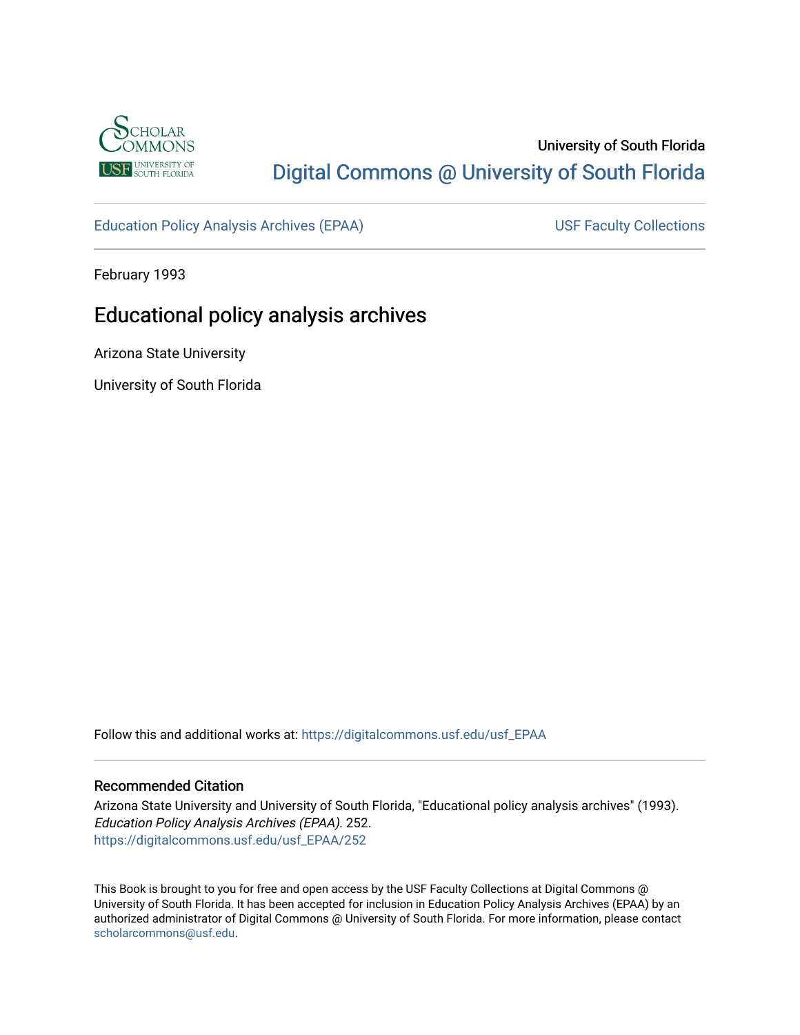University of South Florida

Digital Commons @ University of South Florida

Education Policy Analysis Archives (EPAA)

USF Faculty Collections

February 1993

# Educational policy analysis archives

Arizona State University

University of South Florida

Follow this and additional works at: https://digitalcommons.usf.edu/usf_EPAA

## Recommended Citation

Arizona State University and University of South Florida, "Educational policy analysis archives" (1993). *Education Policy Analysis Archives (EPAA)*. 252.
https://digitalcommons.usf.edu/usf_EPAA/252

This Book is brought to you for free and open access by the USF Faculty Collections at Digital Commons @ University of South Florida. It has been accepted for inclusion in Education Policy Analysis Archives (EPAA) by an authorized administrator of Digital Commons @ University of South Florida. For more information, please contact scholarcommons@usf.edu.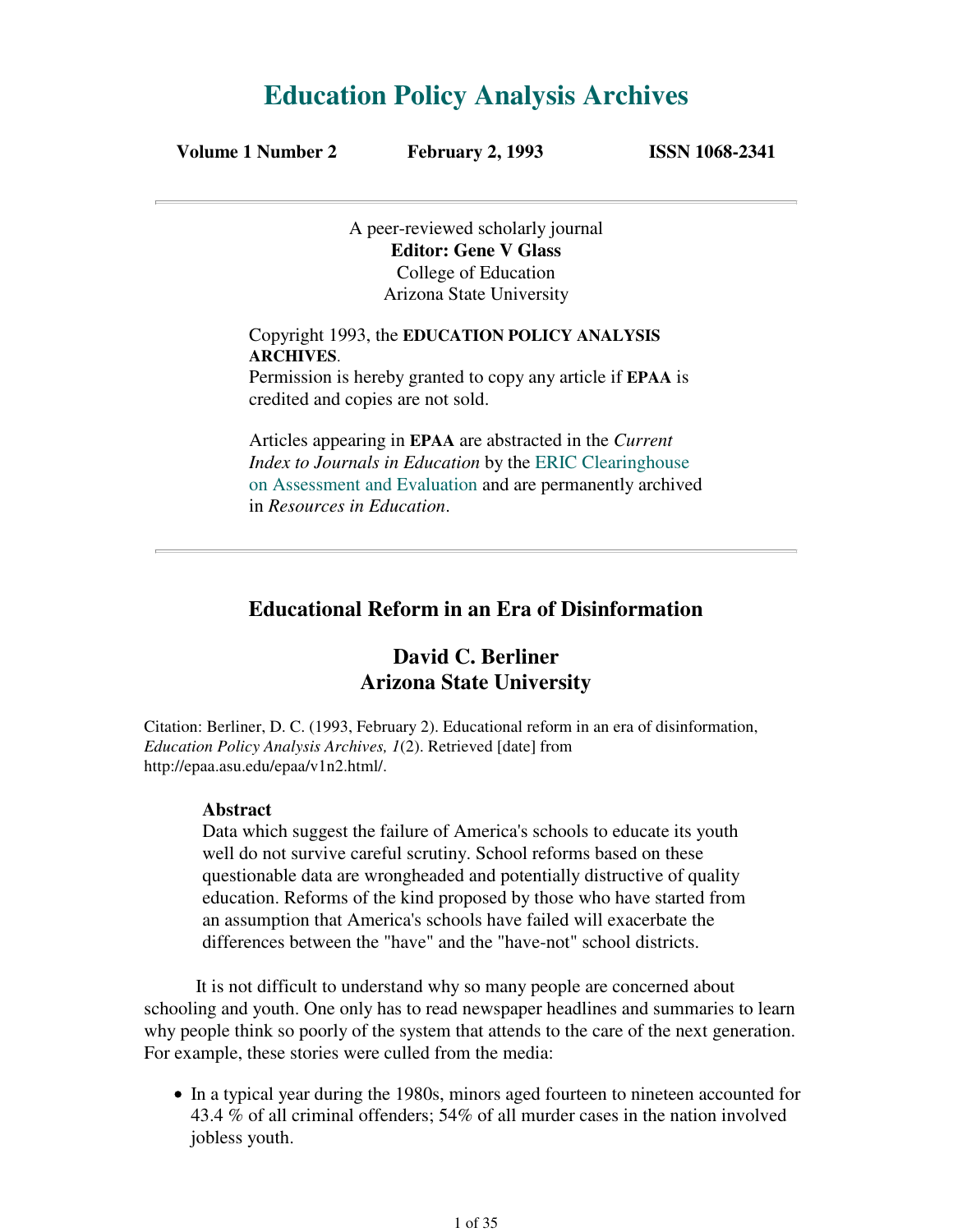# Education Policy Analysis Archives

**Volume 1 Number 2** **February 2, 1993** **ISSN 1068-2341**

---

A peer-reviewed scholarly journal
**Editor: Gene V Glass**
College of Education
Arizona State University

Copyright 1993, the **EDUCATION POLICY ANALYSIS ARCHIVES**.
Permission is hereby granted to copy any article if **EPAA** is credited and copies are not sold.

Articles appearing in **EPAA** are abstracted in the *Current Index to Journals in Education* by the ERIC Clearinghouse on Assessment and Evaluation and are permanently archived in *Resources in Education*.

---

## Educational Reform in an Era of Disinformation

### David C. Berliner
### Arizona State University

Citation: Berliner, D. C. (1993, February 2). Educational reform in an era of disinformation, *Education Policy Analysis Archives, 1*(2). Retrieved [date] from http://epaa.asu.edu/epaa/v1n2.html/.

**Abstract**
Data which suggest the failure of America's schools to educate its youth well do not survive careful scrutiny. School reforms based on these questionable data are wrongheaded and potentially distructive of quality education. Reforms of the kind proposed by those who have started from an assumption that America's schools have failed will exacerbate the differences between the "have" and the "have-not" school districts.

It is not difficult to understand why so many people are concerned about schooling and youth. One only has to read newspaper headlines and summaries to learn why people think so poorly of the system that attends to the care of the next generation. For example, these stories were culled from the media:

- In a typical year during the 1980s, minors aged fourteen to nineteen accounted for 43.4 % of all criminal offenders; 54% of all murder cases in the nation involved jobless youth.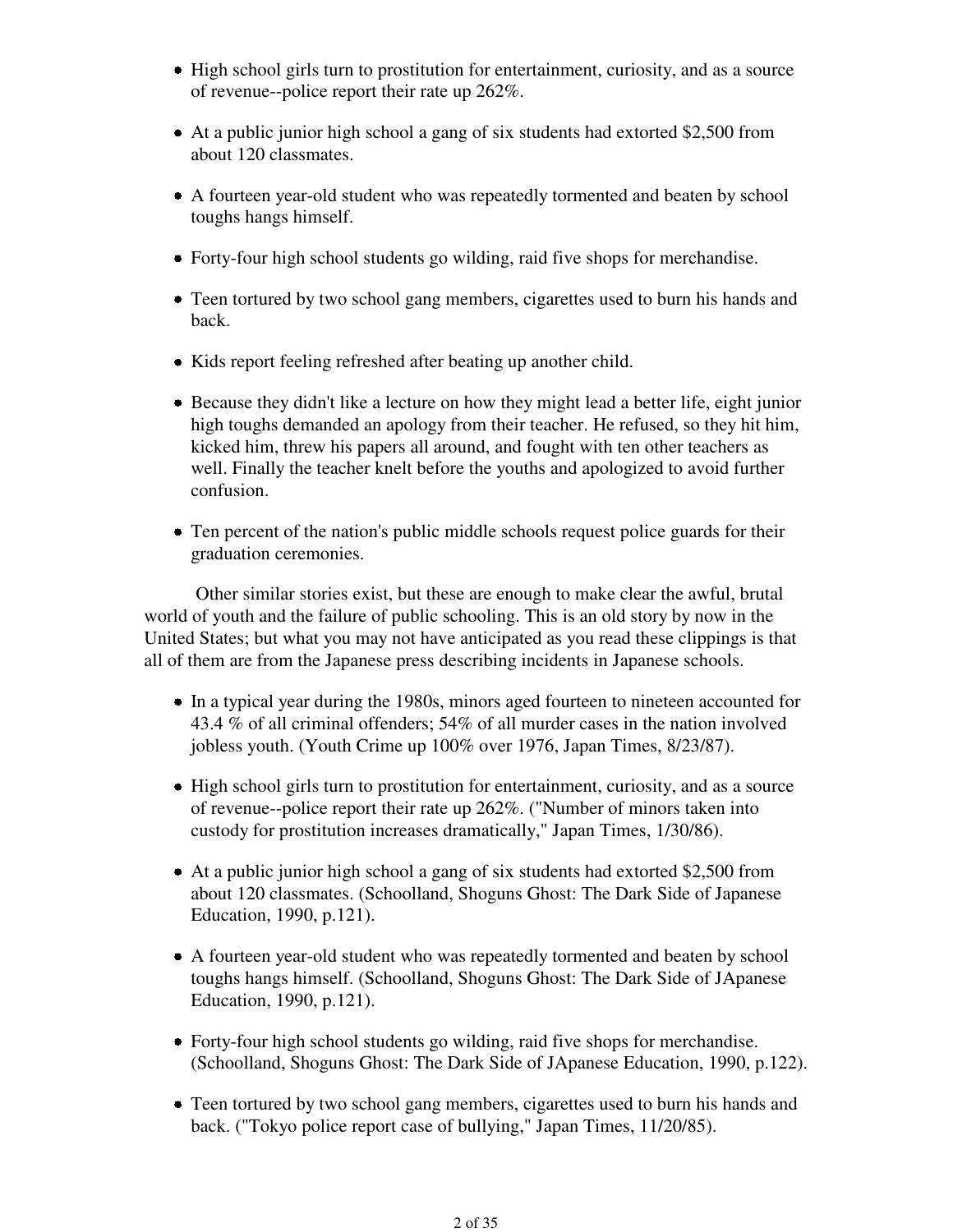- High school girls turn to prostitution for entertainment, curiosity, and as a source of revenue--police report their rate up 262%.
- At a public junior high school a gang of six students had extorted $2,500 from about 120 classmates.
- A fourteen year-old student who was repeatedly tormented and beaten by school toughs hangs himself.
- Forty-four high school students go wilding, raid five shops for merchandise.
- Teen tortured by two school gang members, cigarettes used to burn his hands and back.
- Kids report feeling refreshed after beating up another child.
- Because they didn't like a lecture on how they might lead a better life, eight junior high toughs demanded an apology from their teacher. He refused, so they hit him, kicked him, threw his papers all around, and fought with ten other teachers as well. Finally the teacher knelt before the youths and apologized to avoid further confusion.
- Ten percent of the nation's public middle schools request police guards for their graduation ceremonies.

Other similar stories exist, but these are enough to make clear the awful, brutal world of youth and the failure of public schooling. This is an old story by now in the United States; but what you may not have anticipated as you read these clippings is that all of them are from the Japanese press describing incidents in Japanese schools.

- In a typical year during the 1980s, minors aged fourteen to nineteen accounted for 43.4 % of all criminal offenders; 54% of all murder cases in the nation involved jobless youth. (Youth Crime up 100% over 1976, Japan Times, 8/23/87).
- High school girls turn to prostitution for entertainment, curiosity, and as a source of revenue--police report their rate up 262%. ("Number of minors taken into custody for prostitution increases dramatically," Japan Times, 1/30/86).
- At a public junior high school a gang of six students had extorted $2,500 from about 120 classmates. (Schoolland, Shoguns Ghost: The Dark Side of Japanese Education, 1990, p.121).
- A fourteen year-old student who was repeatedly tormented and beaten by school toughs hangs himself. (Schoolland, Shoguns Ghost: The Dark Side of JApanese Education, 1990, p.121).
- Forty-four high school students go wilding, raid five shops for merchandise. (Schoolland, Shoguns Ghost: The Dark Side of JApanese Education, 1990, p.122).
- Teen tortured by two school gang members, cigarettes used to burn his hands and back. ("Tokyo police report case of bullying," Japan Times, 11/20/85).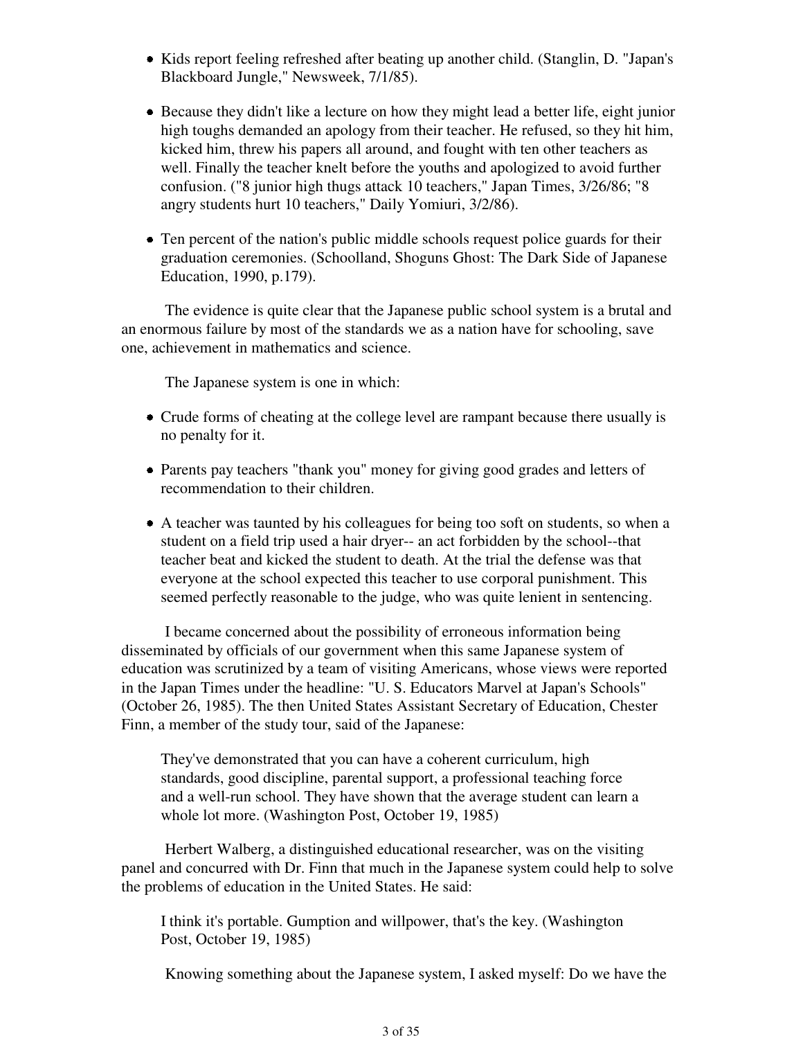- Kids report feeling refreshed after beating up another child. (Stanglin, D. "Japan's Blackboard Jungle," Newsweek, 7/1/85).
- Because they didn't like a lecture on how they might lead a better life, eight junior high toughs demanded an apology from their teacher. He refused, so they hit him, kicked him, threw his papers all around, and fought with ten other teachers as well. Finally the teacher knelt before the youths and apologized to avoid further confusion. ("8 junior high thugs attack 10 teachers," Japan Times, 3/26/86; "8 angry students hurt 10 teachers," Daily Yomiuri, 3/2/86).
- Ten percent of the nation's public middle schools request police guards for their graduation ceremonies. (Schoolland, Shoguns Ghost: The Dark Side of Japanese Education, 1990, p.179).

The evidence is quite clear that the Japanese public school system is a brutal and an enormous failure by most of the standards we as a nation have for schooling, save one, achievement in mathematics and science.

The Japanese system is one in which:

- Crude forms of cheating at the college level are rampant because there usually is no penalty for it.
- Parents pay teachers "thank you" money for giving good grades and letters of recommendation to their children.
- A teacher was taunted by his colleagues for being too soft on students, so when a student on a field trip used a hair dryer-- an act forbidden by the school--that teacher beat and kicked the student to death. At the trial the defense was that everyone at the school expected this teacher to use corporal punishment. This seemed perfectly reasonable to the judge, who was quite lenient in sentencing.

I became concerned about the possibility of erroneous information being disseminated by officials of our government when this same Japanese system of education was scrutinized by a team of visiting Americans, whose views were reported in the Japan Times under the headline: "U. S. Educators Marvel at Japan's Schools" (October 26, 1985). The then United States Assistant Secretary of Education, Chester Finn, a member of the study tour, said of the Japanese:

> They've demonstrated that you can have a coherent curriculum, high standards, good discipline, parental support, a professional teaching force and a well-run school. They have shown that the average student can learn a whole lot more. (Washington Post, October 19, 1985)

Herbert Walberg, a distinguished educational researcher, was on the visiting panel and concurred with Dr. Finn that much in the Japanese system could help to solve the problems of education in the United States. He said:

> I think it's portable. Gumption and willpower, that's the key. (Washington Post, October 19, 1985)

Knowing something about the Japanese system, I asked myself: Do we have the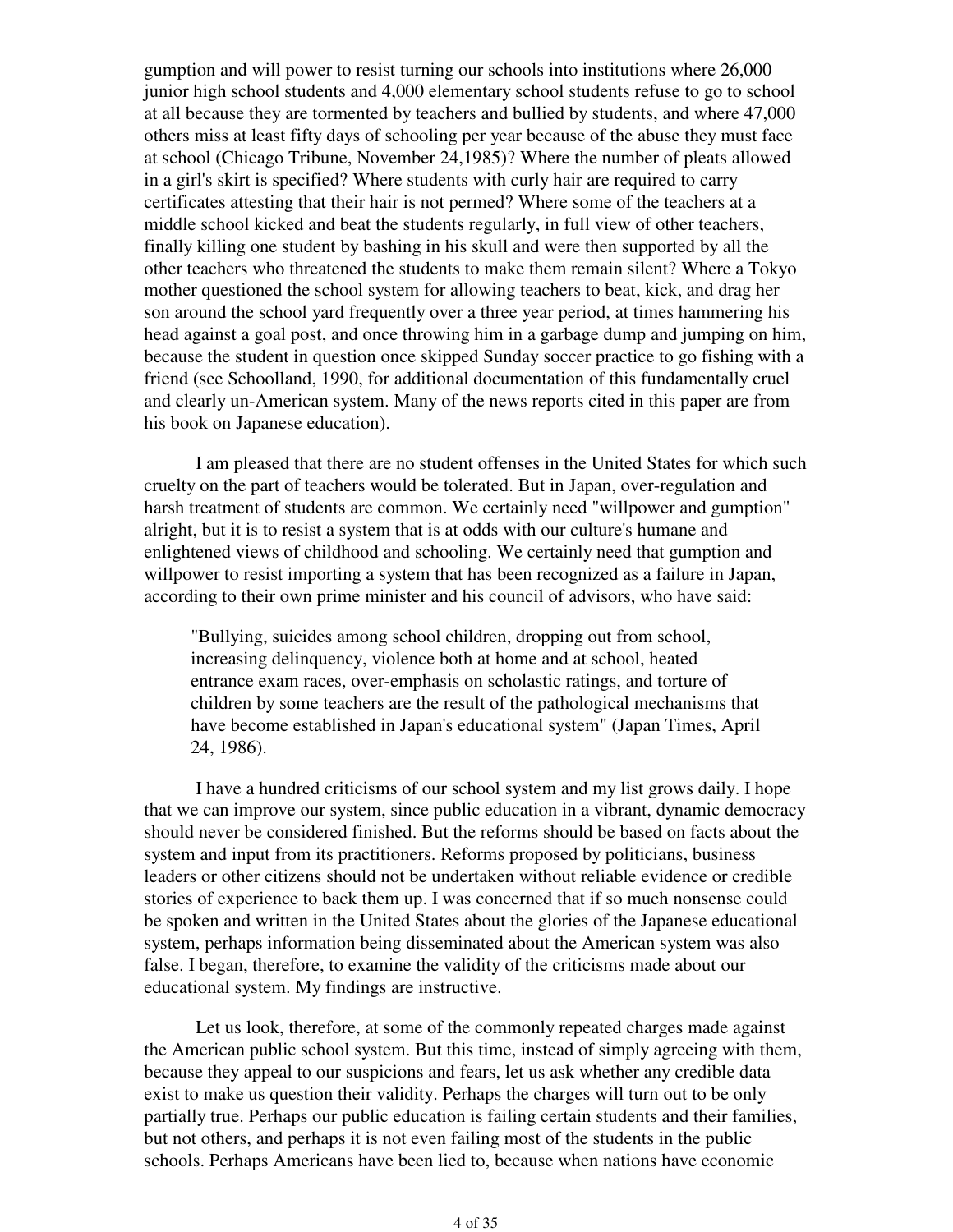gumption and will power to resist turning our schools into institutions where 26,000 junior high school students and 4,000 elementary school students refuse to go to school at all because they are tormented by teachers and bullied by students, and where 47,000 others miss at least fifty days of schooling per year because of the abuse they must face at school (Chicago Tribune, November 24,1985)? Where the number of pleats allowed in a girl's skirt is specified? Where students with curly hair are required to carry certificates attesting that their hair is not permed? Where some of the teachers at a middle school kicked and beat the students regularly, in full view of other teachers, finally killing one student by bashing in his skull and were then supported by all the other teachers who threatened the students to make them remain silent? Where a Tokyo mother questioned the school system for allowing teachers to beat, kick, and drag her son around the school yard frequently over a three year period, at times hammering his head against a goal post, and once throwing him in a garbage dump and jumping on him, because the student in question once skipped Sunday soccer practice to go fishing with a friend (see Schoolland, 1990, for additional documentation of this fundamentally cruel and clearly un-American system. Many of the news reports cited in this paper are from his book on Japanese education).

I am pleased that there are no student offenses in the United States for which such cruelty on the part of teachers would be tolerated. But in Japan, over-regulation and harsh treatment of students are common. We certainly need "willpower and gumption" alright, but it is to resist a system that is at odds with our culture's humane and enlightened views of childhood and schooling. We certainly need that gumption and willpower to resist importing a system that has been recognized as a failure in Japan, according to their own prime minister and his council of advisors, who have said:

> "Bullying, suicides among school children, dropping out from school, increasing delinquency, violence both at home and at school, heated entrance exam races, over-emphasis on scholastic ratings, and torture of children by some teachers are the result of the pathological mechanisms that have become established in Japan's educational system" (Japan Times, April 24, 1986).

I have a hundred criticisms of our school system and my list grows daily. I hope that we can improve our system, since public education in a vibrant, dynamic democracy should never be considered finished. But the reforms should be based on facts about the system and input from its practitioners. Reforms proposed by politicians, business leaders or other citizens should not be undertaken without reliable evidence or credible stories of experience to back them up. I was concerned that if so much nonsense could be spoken and written in the United States about the glories of the Japanese educational system, perhaps information being disseminated about the American system was also false. I began, therefore, to examine the validity of the criticisms made about our educational system. My findings are instructive.

Let us look, therefore, at some of the commonly repeated charges made against the American public school system. But this time, instead of simply agreeing with them, because they appeal to our suspicions and fears, let us ask whether any credible data exist to make us question their validity. Perhaps the charges will turn out to be only partially true. Perhaps our public education is failing certain students and their families, but not others, and perhaps it is not even failing most of the students in the public schools. Perhaps Americans have been lied to, because when nations have economic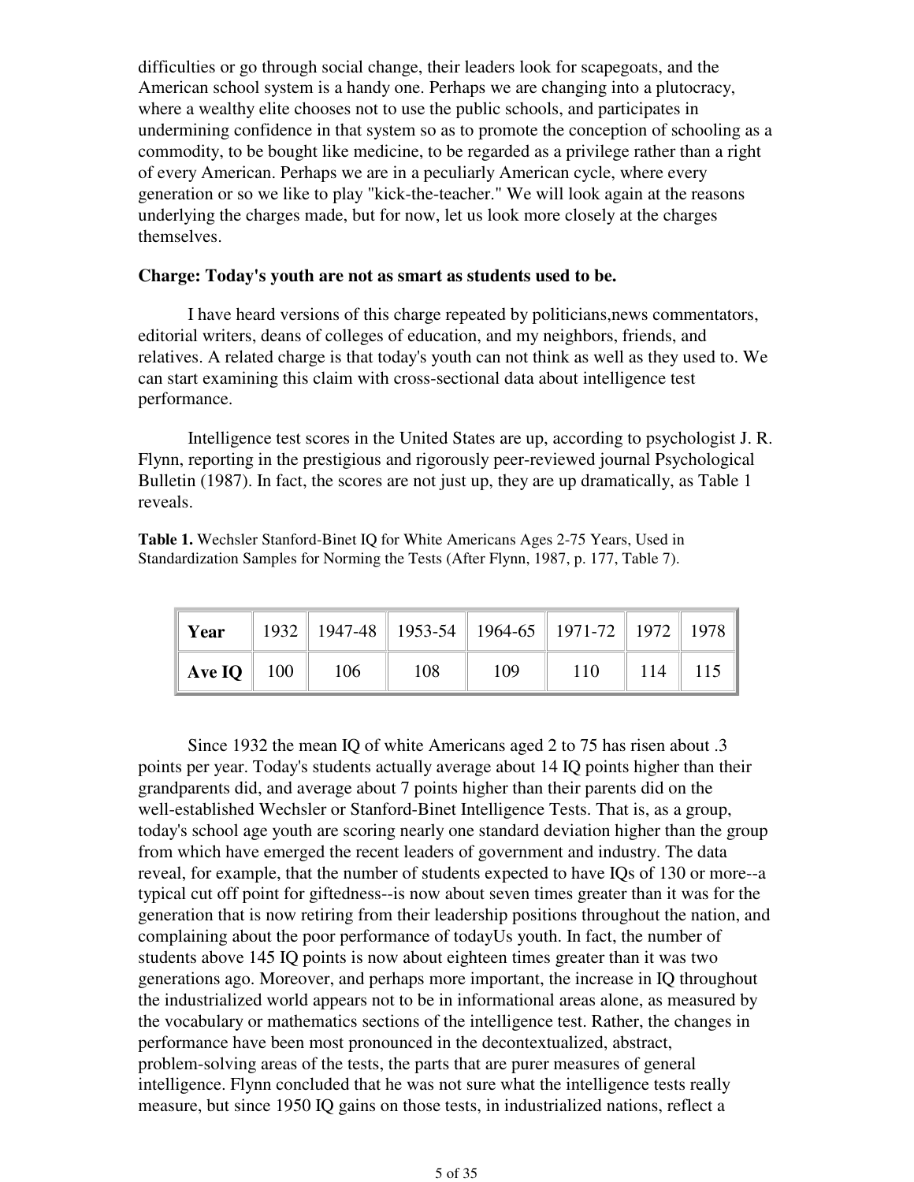difficulties or go through social change, their leaders look for scapegoats, and the American school system is a handy one. Perhaps we are changing into a plutocracy, where a wealthy elite chooses not to use the public schools, and participates in undermining confidence in that system so as to promote the conception of schooling as a commodity, to be bought like medicine, to be regarded as a privilege rather than a right of every American. Perhaps we are in a peculiarly American cycle, where every generation or so we like to play "kick-the-teacher." We will look again at the reasons underlying the charges made, but for now, let us look more closely at the charges themselves.

**Charge: Today's youth are not as smart as students used to be.**

I have heard versions of this charge repeated by politicians,news commentators, editorial writers, deans of colleges of education, and my neighbors, friends, and relatives. A related charge is that today's youth can not think as well as they used to. We can start examining this claim with cross-sectional data about intelligence test performance.

Intelligence test scores in the United States are up, according to psychologist J. R. Flynn, reporting in the prestigious and rigorously peer-reviewed journal Psychological Bulletin (1987). In fact, the scores are not just up, they are up dramatically, as Table 1 reveals.

**Table 1.** Wechsler Stanford-Binet IQ for White Americans Ages 2-75 Years, Used in Standardization Samples for Norming the Tests (After Flynn, 1987, p. 177, Table 7).

| **Year** | 1932 | 1947-48 | 1953-54 | 1964-65 | 1971-72 | 1972 | 1978 |
|---|---|---|---|---|---|---|---|
| **Ave IQ** | 100 | 106 | 108 | 109 | 110 | 114 | 115 |

Since 1932 the mean IQ of white Americans aged 2 to 75 has risen about .3 points per year. Today's students actually average about 14 IQ points higher than their grandparents did, and average about 7 points higher than their parents did on the well-established Wechsler or Stanford-Binet Intelligence Tests. That is, as a group, today's school age youth are scoring nearly one standard deviation higher than the group from which have emerged the recent leaders of government and industry. The data reveal, for example, that the number of students expected to have IQs of 130 or more--a typical cut off point for giftedness--is now about seven times greater than it was for the generation that is now retiring from their leadership positions throughout the nation, and complaining about the poor performance of todayUs youth. In fact, the number of students above 145 IQ points is now about eighteen times greater than it was two generations ago. Moreover, and perhaps more important, the increase in IQ throughout the industrialized world appears not to be in informational areas alone, as measured by the vocabulary or mathematics sections of the intelligence test. Rather, the changes in performance have been most pronounced in the decontextualized, abstract, problem-solving areas of the tests, the parts that are purer measures of general intelligence. Flynn concluded that he was not sure what the intelligence tests really measure, but since 1950 IQ gains on those tests, in industrialized nations, reflect a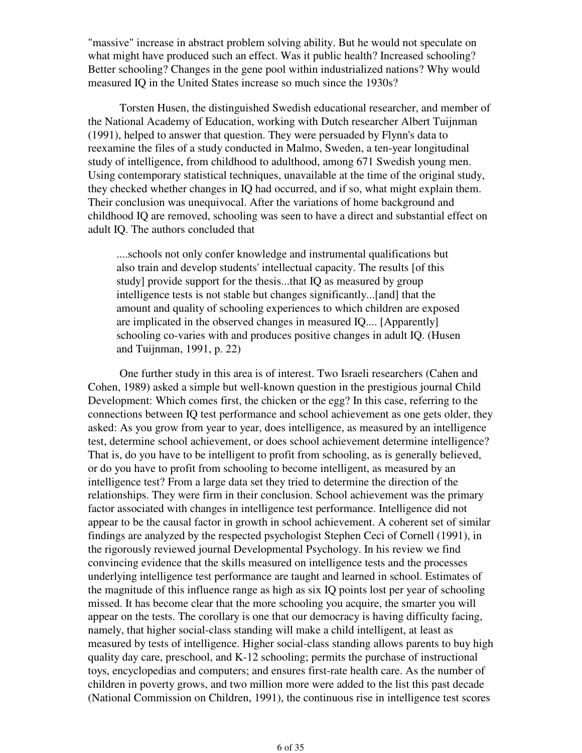"massive" increase in abstract problem solving ability. But he would not speculate on what might have produced such an effect. Was it public health? Increased schooling? Better schooling? Changes in the gene pool within industrialized nations? Why would measured IQ in the United States increase so much since the 1930s?

Torsten Husen, the distinguished Swedish educational researcher, and member of the National Academy of Education, working with Dutch researcher Albert Tuijnman (1991), helped to answer that question. They were persuaded by Flynn's data to reexamine the files of a study conducted in Malmo, Sweden, a ten-year longitudinal study of intelligence, from childhood to adulthood, among 671 Swedish young men. Using contemporary statistical techniques, unavailable at the time of the original study, they checked whether changes in IQ had occurred, and if so, what might explain them. Their conclusion was unequivocal. After the variations of home background and childhood IQ are removed, schooling was seen to have a direct and substantial effect on adult IQ. The authors concluded that

> ....schools not only confer knowledge and instrumental qualifications but also train and develop students' intellectual capacity. The results [of this study] provide support for the thesis...that IQ as measured by group intelligence tests is not stable but changes significantly...[and] that the amount and quality of schooling experiences to which children are exposed are implicated in the observed changes in measured IQ.... [Apparently] schooling co-varies with and produces positive changes in adult IQ. (Husen and Tuijnman, 1991, p. 22)

One further study in this area is of interest. Two Israeli researchers (Cahen and Cohen, 1989) asked a simple but well-known question in the prestigious journal Child Development: Which comes first, the chicken or the egg? In this case, referring to the connections between IQ test performance and school achievement as one gets older, they asked: As you grow from year to year, does intelligence, as measured by an intelligence test, determine school achievement, or does school achievement determine intelligence? That is, do you have to be intelligent to profit from schooling, as is generally believed, or do you have to profit from schooling to become intelligent, as measured by an intelligence test? From a large data set they tried to determine the direction of the relationships. They were firm in their conclusion. School achievement was the primary factor associated with changes in intelligence test performance. Intelligence did not appear to be the causal factor in growth in school achievement. A coherent set of similar findings are analyzed by the respected psychologist Stephen Ceci of Cornell (1991), in the rigorously reviewed journal Developmental Psychology. In his review we find convincing evidence that the skills measured on intelligence tests and the processes underlying intelligence test performance are taught and learned in school. Estimates of the magnitude of this influence range as high as six IQ points lost per year of schooling missed. It has become clear that the more schooling you acquire, the smarter you will appear on the tests. The corollary is one that our democracy is having difficulty facing, namely, that higher social-class standing will make a child intelligent, at least as measured by tests of intelligence. Higher social-class standing allows parents to buy high quality day care, preschool, and K-12 schooling; permits the purchase of instructional toys, encyclopedias and computers; and ensures first-rate health care. As the number of children in poverty grows, and two million more were added to the list this past decade (National Commission on Children, 1991), the continuous rise in intelligence test scores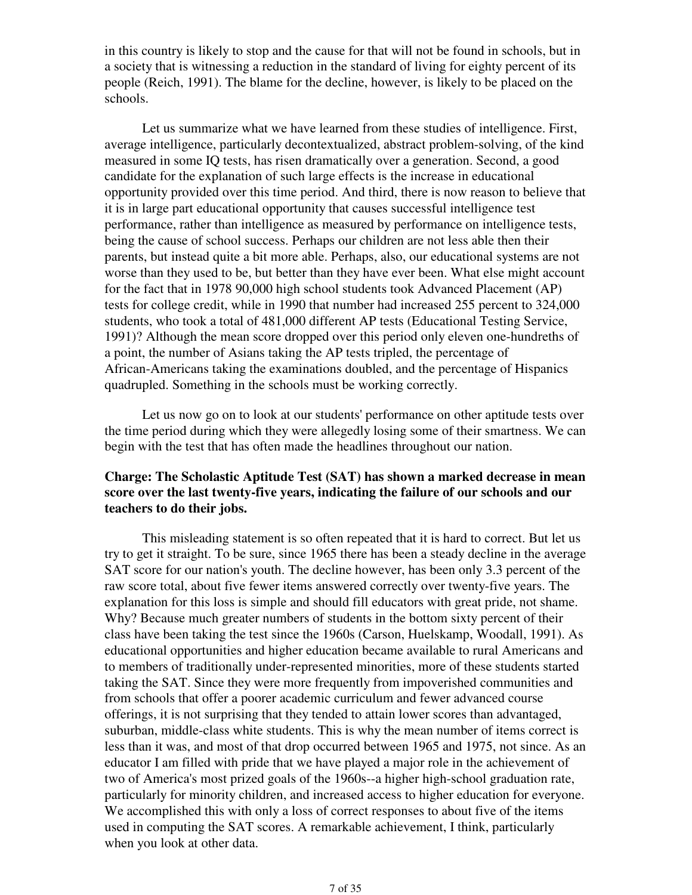in this country is likely to stop and the cause for that will not be found in schools, but in a society that is witnessing a reduction in the standard of living for eighty percent of its people (Reich, 1991). The blame for the decline, however, is likely to be placed on the schools.

Let us summarize what we have learned from these studies of intelligence. First, average intelligence, particularly decontextualized, abstract problem-solving, of the kind measured in some IQ tests, has risen dramatically over a generation. Second, a good candidate for the explanation of such large effects is the increase in educational opportunity provided over this time period. And third, there is now reason to believe that it is in large part educational opportunity that causes successful intelligence test performance, rather than intelligence as measured by performance on intelligence tests, being the cause of school success. Perhaps our children are not less able then their parents, but instead quite a bit more able. Perhaps, also, our educational systems are not worse than they used to be, but better than they have ever been. What else might account for the fact that in 1978 90,000 high school students took Advanced Placement (AP) tests for college credit, while in 1990 that number had increased 255 percent to 324,000 students, who took a total of 481,000 different AP tests (Educational Testing Service, 1991)? Although the mean score dropped over this period only eleven one-hundreths of a point, the number of Asians taking the AP tests tripled, the percentage of African-Americans taking the examinations doubled, and the percentage of Hispanics quadrupled. Something in the schools must be working correctly.

Let us now go on to look at our students' performance on other aptitude tests over the time period during which they were allegedly losing some of their smartness. We can begin with the test that has often made the headlines throughout our nation.

**Charge: The Scholastic Aptitude Test (SAT) has shown a marked decrease in mean score over the last twenty-five years, indicating the failure of our schools and our teachers to do their jobs.**

This misleading statement is so often repeated that it is hard to correct. But let us try to get it straight. To be sure, since 1965 there has been a steady decline in the average SAT score for our nation's youth. The decline however, has been only 3.3 percent of the raw score total, about five fewer items answered correctly over twenty-five years. The explanation for this loss is simple and should fill educators with great pride, not shame. Why? Because much greater numbers of students in the bottom sixty percent of their class have been taking the test since the 1960s (Carson, Huelskamp, Woodall, 1991). As educational opportunities and higher education became available to rural Americans and to members of traditionally under-represented minorities, more of these students started taking the SAT. Since they were more frequently from impoverished communities and from schools that offer a poorer academic curriculum and fewer advanced course offerings, it is not surprising that they tended to attain lower scores than advantaged, suburban, middle-class white students. This is why the mean number of items correct is less than it was, and most of that drop occurred between 1965 and 1975, not since. As an educator I am filled with pride that we have played a major role in the achievement of two of America's most prized goals of the 1960s--a higher high-school graduation rate, particularly for minority children, and increased access to higher education for everyone. We accomplished this with only a loss of correct responses to about five of the items used in computing the SAT scores. A remarkable achievement, I think, particularly when you look at other data.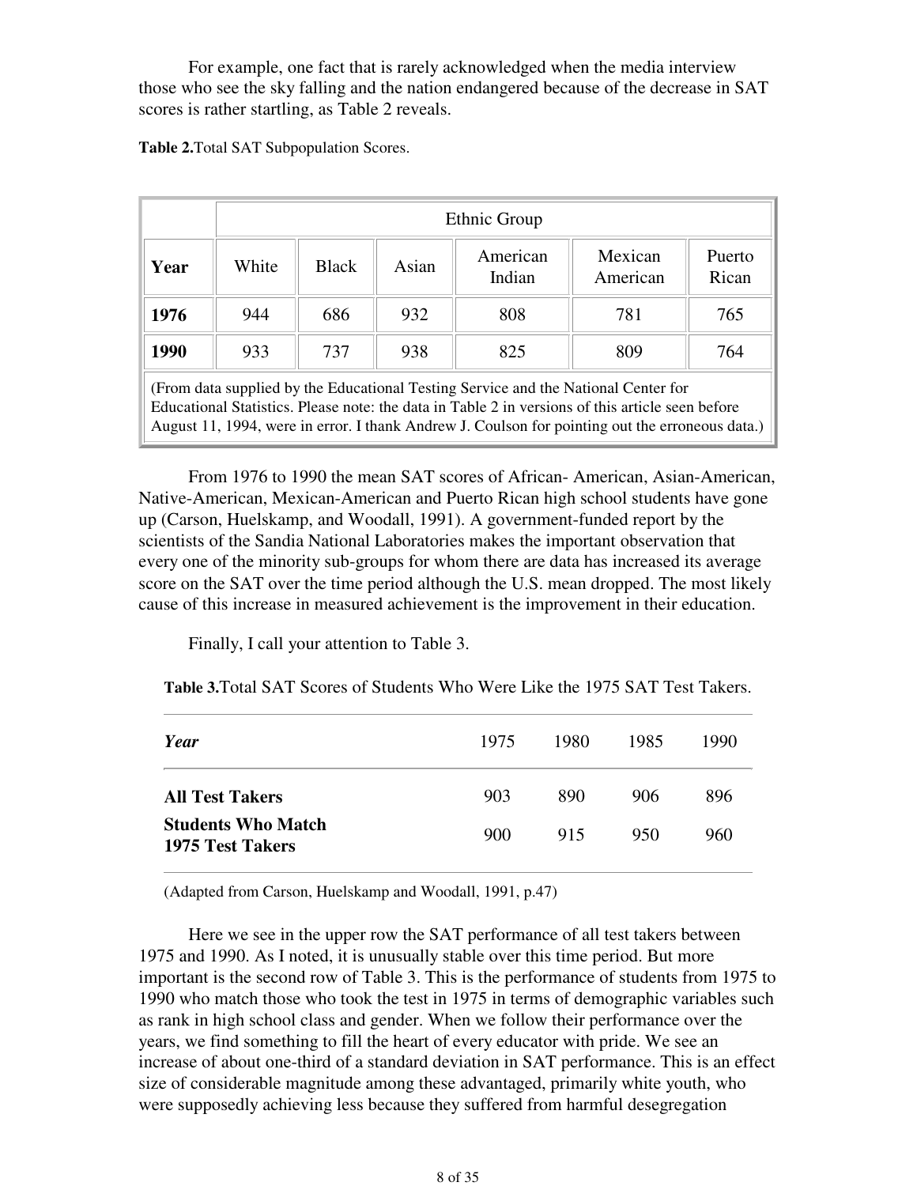For example, one fact that is rarely acknowledged when the media interview those who see the sky falling and the nation endangered because of the decrease in SAT scores is rather startling, as Table 2 reveals.

**Table 2.** Total SAT Subpopulation Scores.

| | Ethnic Group | | | | | |
|---|---|---|---|---|---|---|
| **Year** | White | Black | Asian | American Indian | Mexican American | Puerto Rican |
| **1976** | 944 | 686 | 932 | 808 | 781 | 765 |
| **1990** | 933 | 737 | 938 | 825 | 809 | 764 |

(From data supplied by the Educational Testing Service and the National Center for Educational Statistics. Please note: the data in Table 2 in versions of this article seen before August 11, 1994, were in error. I thank Andrew J. Coulson for pointing out the erroneous data.)

From 1976 to 1990 the mean SAT scores of African- American, Asian-American, Native-American, Mexican-American and Puerto Rican high school students have gone up (Carson, Huelskamp, and Woodall, 1991). A government-funded report by the scientists of the Sandia National Laboratories makes the important observation that every one of the minority sub-groups for whom there are data has increased its average score on the SAT over the time period although the U.S. mean dropped. The most likely cause of this increase in measured achievement is the improvement in their education.

Finally, I call your attention to Table 3.

**Table 3.** Total SAT Scores of Students Who Were Like the 1975 SAT Test Takers.

| *Year* | 1975 | 1980 | 1985 | 1990 |
|---|---|---|---|---|
| **All Test Takers** | 903 | 890 | 906 | 896 |
| **Students Who Match 1975 Test Takers** | 900 | 915 | 950 | 960 |

(Adapted from Carson, Huelskamp and Woodall, 1991, p.47)

Here we see in the upper row the SAT performance of all test takers between 1975 and 1990. As I noted, it is unusually stable over this time period. But more important is the second row of Table 3. This is the performance of students from 1975 to 1990 who match those who took the test in 1975 in terms of demographic variables such as rank in high school class and gender. When we follow their performance over the years, we find something to fill the heart of every educator with pride. We see an increase of about one-third of a standard deviation in SAT performance. This is an effect size of considerable magnitude among these advantaged, primarily white youth, who were supposedly achieving less because they suffered from harmful desegregation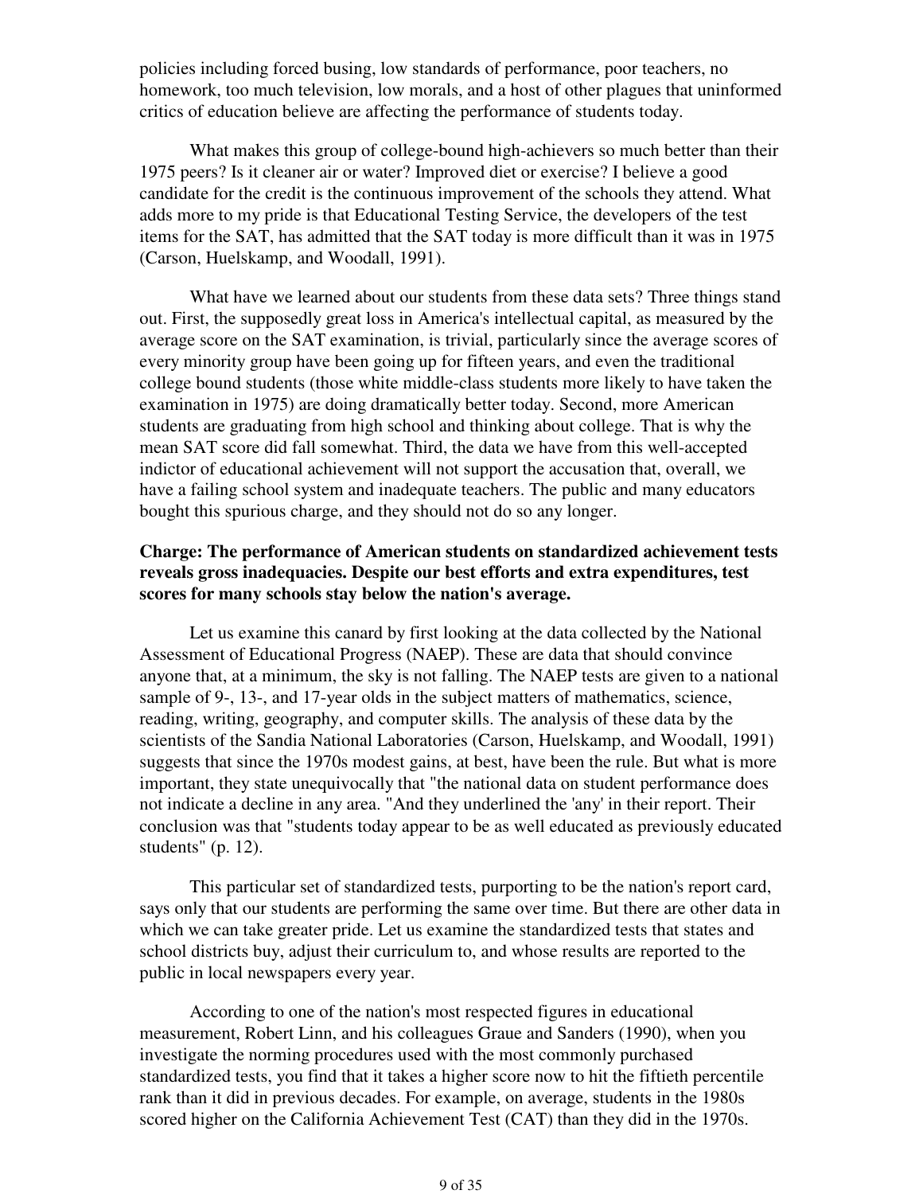policies including forced busing, low standards of performance, poor teachers, no homework, too much television, low morals, and a host of other plagues that uninformed critics of education believe are affecting the performance of students today.

What makes this group of college-bound high-achievers so much better than their 1975 peers? Is it cleaner air or water? Improved diet or exercise? I believe a good candidate for the credit is the continuous improvement of the schools they attend. What adds more to my pride is that Educational Testing Service, the developers of the test items for the SAT, has admitted that the SAT today is more difficult than it was in 1975 (Carson, Huelskamp, and Woodall, 1991).

What have we learned about our students from these data sets? Three things stand out. First, the supposedly great loss in America's intellectual capital, as measured by the average score on the SAT examination, is trivial, particularly since the average scores of every minority group have been going up for fifteen years, and even the traditional college bound students (those white middle-class students more likely to have taken the examination in 1975) are doing dramatically better today. Second, more American students are graduating from high school and thinking about college. That is why the mean SAT score did fall somewhat. Third, the data we have from this well-accepted indictor of educational achievement will not support the accusation that, overall, we have a failing school system and inadequate teachers. The public and many educators bought this spurious charge, and they should not do so any longer.

**Charge: The performance of American students on standardized achievement tests reveals gross inadequacies. Despite our best efforts and extra expenditures, test scores for many schools stay below the nation's average.**

Let us examine this canard by first looking at the data collected by the National Assessment of Educational Progress (NAEP). These are data that should convince anyone that, at a minimum, the sky is not falling. The NAEP tests are given to a national sample of 9-, 13-, and 17-year olds in the subject matters of mathematics, science, reading, writing, geography, and computer skills. The analysis of these data by the scientists of the Sandia National Laboratories (Carson, Huelskamp, and Woodall, 1991) suggests that since the 1970s modest gains, at best, have been the rule. But what is more important, they state unequivocally that "the national data on student performance does not indicate a decline in any area. "And they underlined the 'any' in their report. Their conclusion was that "students today appear to be as well educated as previously educated students" (p. 12).

This particular set of standardized tests, purporting to be the nation's report card, says only that our students are performing the same over time. But there are other data in which we can take greater pride. Let us examine the standardized tests that states and school districts buy, adjust their curriculum to, and whose results are reported to the public in local newspapers every year.

According to one of the nation's most respected figures in educational measurement, Robert Linn, and his colleagues Graue and Sanders (1990), when you investigate the norming procedures used with the most commonly purchased standardized tests, you find that it takes a higher score now to hit the fiftieth percentile rank than it did in previous decades. For example, on average, students in the 1980s scored higher on the California Achievement Test (CAT) than they did in the 1970s.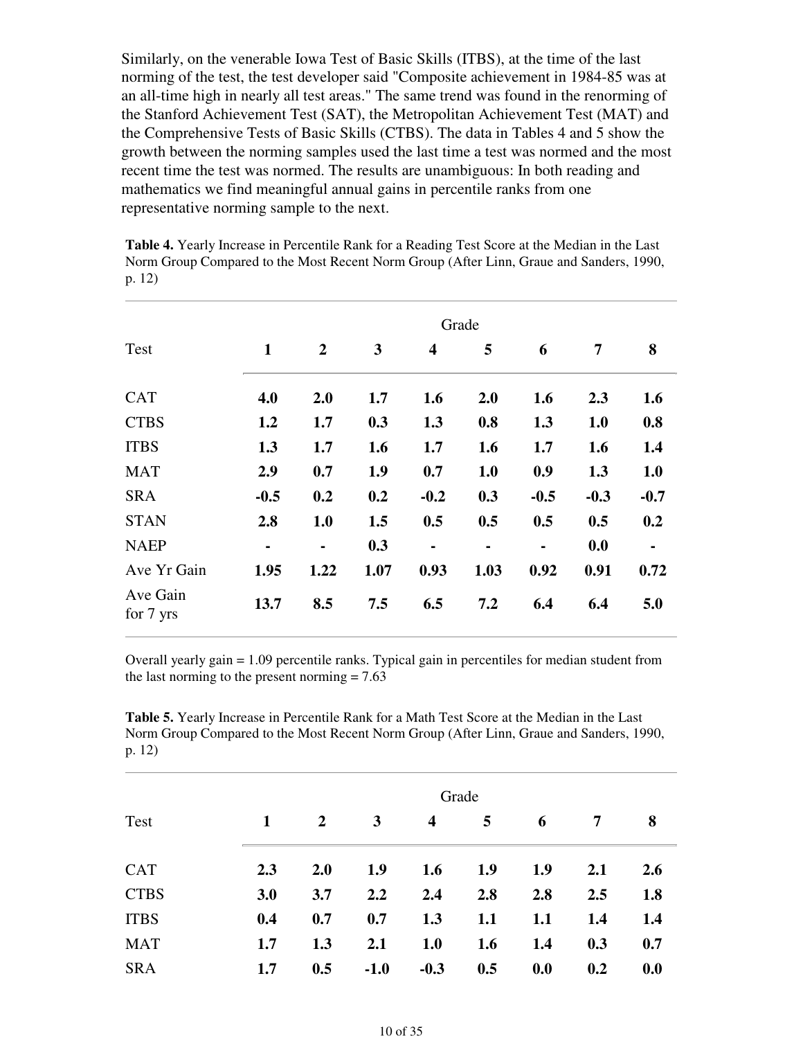Similarly, on the venerable Iowa Test of Basic Skills (ITBS), at the time of the last norming of the test, the test developer said "Composite achievement in 1984-85 was at an all-time high in nearly all test areas." The same trend was found in the renorming of the Stanford Achievement Test (SAT), the Metropolitan Achievement Test (MAT) and the Comprehensive Tests of Basic Skills (CTBS). The data in Tables 4 and 5 show the growth between the norming samples used the last time a test was normed and the most recent time the test was normed. The results are unambiguous: In both reading and mathematics we find meaningful annual gains in percentile ranks from one representative norming sample to the next.

**Table 4.** Yearly Increase in Percentile Rank for a Reading Test Score at the Median in the Last Norm Group Compared to the Most Recent Norm Group (After Linn, Graue and Sanders, 1990, p. 12)

| | Grade | | | | | | | |
|---|---|---|---|---|---|---|---|---|
| Test | **1** | **2** | **3** | **4** | **5** | **6** | **7** | **8** |
| CAT | **4.0** | **2.0** | **1.7** | **1.6** | **2.0** | **1.6** | **2.3** | **1.6** |
| CTBS | **1.2** | **1.7** | **0.3** | **1.3** | **0.8** | **1.3** | **1.0** | **0.8** |
| ITBS | **1.3** | **1.7** | **1.6** | **1.7** | **1.6** | **1.7** | **1.6** | **1.4** |
| MAT | **2.9** | **0.7** | **1.9** | **0.7** | **1.0** | **0.9** | **1.3** | **1.0** |
| SRA | **-0.5** | **0.2** | **0.2** | **-0.2** | **0.3** | **-0.5** | **-0.3** | **-0.7** |
| STAN | **2.8** | **1.0** | **1.5** | **0.5** | **0.5** | **0.5** | **0.5** | **0.2** |
| NAEP | **-** | **-** | **0.3** | **-** | **-** | **-** | **0.0** | **-** |
| Ave Yr Gain | **1.95** | **1.22** | **1.07** | **0.93** | **1.03** | **0.92** | **0.91** | **0.72** |
| Ave Gain for 7 yrs | **13.7** | **8.5** | **7.5** | **6.5** | **7.2** | **6.4** | **6.4** | **5.0** |

Overall yearly gain = 1.09 percentile ranks. Typical gain in percentiles for median student from the last norming to the present norming = 7.63

**Table 5.** Yearly Increase in Percentile Rank for a Math Test Score at the Median in the Last Norm Group Compared to the Most Recent Norm Group (After Linn, Graue and Sanders, 1990, p. 12)

| | Grade | | | | | | | |
|---|---|---|---|---|---|---|---|---|
| Test | **1** | **2** | **3** | **4** | **5** | **6** | **7** | **8** |
| CAT | **2.3** | **2.0** | **1.9** | **1.6** | **1.9** | **1.9** | **2.1** | **2.6** |
| CTBS | **3.0** | **3.7** | **2.2** | **2.4** | **2.8** | **2.8** | **2.5** | **1.8** |
| ITBS | **0.4** | **0.7** | **0.7** | **1.3** | **1.1** | **1.1** | **1.4** | **1.4** |
| MAT | **1.7** | **1.3** | **2.1** | **1.0** | **1.6** | **1.4** | **0.3** | **0.7** |
| SRA | **1.7** | **0.5** | **-1.0** | **-0.3** | **0.5** | **0.0** | **0.2** | **0.0** |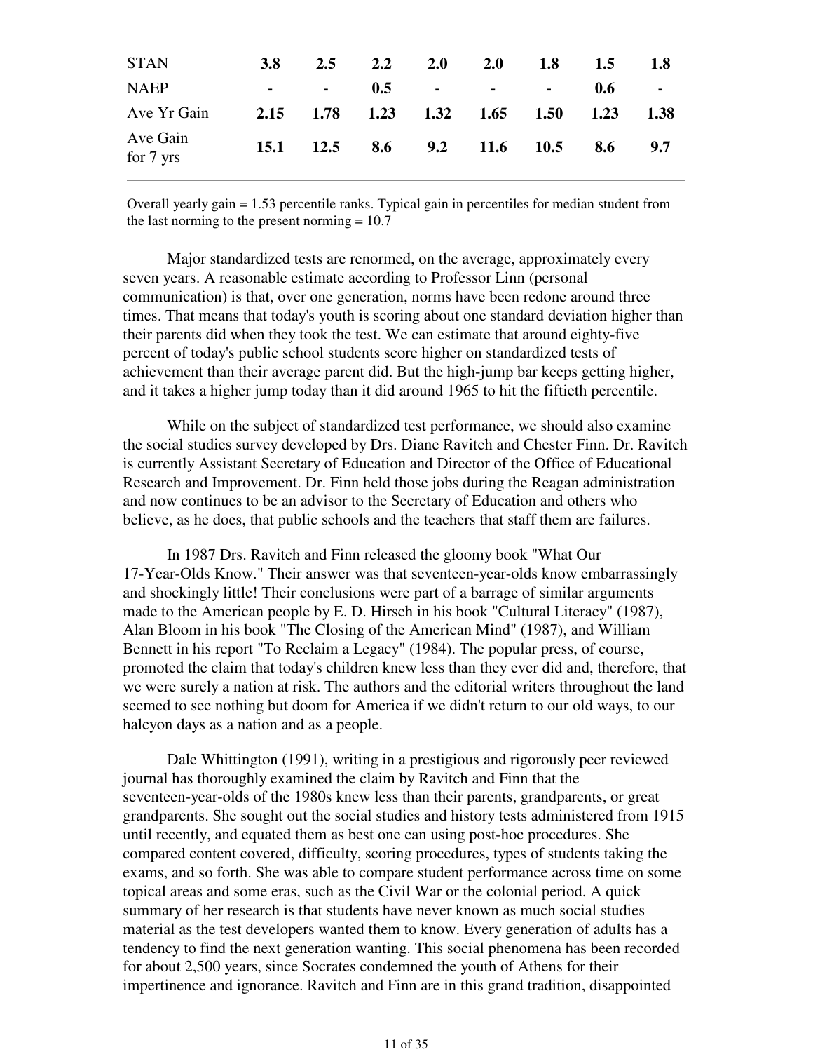| | | | | | | | | |
|---|---|---|---|---|---|---|---|---|
| STAN | **3.8** | **2.5** | **2.2** | **2.0** | **2.0** | **1.8** | **1.5** | **1.8** |
| NAEP | **-** | **-** | **0.5** | **-** | **-** | **-** | **0.6** | **-** |
| Ave Yr Gain | **2.15** | **1.78** | **1.23** | **1.32** | **1.65** | **1.50** | **1.23** | **1.38** |
| Ave Gain for 7 yrs | **15.1** | **12.5** | **8.6** | **9.2** | **11.6** | **10.5** | **8.6** | **9.7** |

Overall yearly gain = 1.53 percentile ranks. Typical gain in percentiles for median student from the last norming to the present norming = 10.7

Major standardized tests are renormed, on the average, approximately every seven years. A reasonable estimate according to Professor Linn (personal communication) is that, over one generation, norms have been redone around three times. That means that today's youth is scoring about one standard deviation higher than their parents did when they took the test. We can estimate that around eighty-five percent of today's public school students score higher on standardized tests of achievement than their average parent did. But the high-jump bar keeps getting higher, and it takes a higher jump today than it did around 1965 to hit the fiftieth percentile.

While on the subject of standardized test performance, we should also examine the social studies survey developed by Drs. Diane Ravitch and Chester Finn. Dr. Ravitch is currently Assistant Secretary of Education and Director of the Office of Educational Research and Improvement. Dr. Finn held those jobs during the Reagan administration and now continues to be an advisor to the Secretary of Education and others who believe, as he does, that public schools and the teachers that staff them are failures.

In 1987 Drs. Ravitch and Finn released the gloomy book "What Our 17-Year-Olds Know." Their answer was that seventeen-year-olds know embarrassingly and shockingly little! Their conclusions were part of a barrage of similar arguments made to the American people by E. D. Hirsch in his book "Cultural Literacy" (1987), Alan Bloom in his book "The Closing of the American Mind" (1987), and William Bennett in his report "To Reclaim a Legacy" (1984). The popular press, of course, promoted the claim that today's children knew less than they ever did and, therefore, that we were surely a nation at risk. The authors and the editorial writers throughout the land seemed to see nothing but doom for America if we didn't return to our old ways, to our halcyon days as a nation and as a people.

Dale Whittington (1991), writing in a prestigious and rigorously peer reviewed journal has thoroughly examined the claim by Ravitch and Finn that the seventeen-year-olds of the 1980s knew less than their parents, grandparents, or great grandparents. She sought out the social studies and history tests administered from 1915 until recently, and equated them as best one can using post-hoc procedures. She compared content covered, difficulty, scoring procedures, types of students taking the exams, and so forth. She was able to compare student performance across time on some topical areas and some eras, such as the Civil War or the colonial period. A quick summary of her research is that students have never known as much social studies material as the test developers wanted them to know. Every generation of adults has a tendency to find the next generation wanting. This social phenomena has been recorded for about 2,500 years, since Socrates condemned the youth of Athens for their impertinence and ignorance. Ravitch and Finn are in this grand tradition, disappointed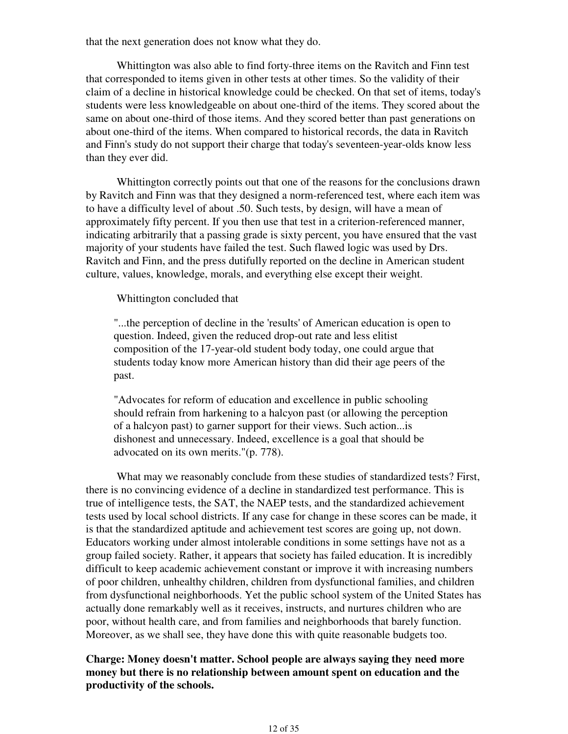that the next generation does not know what they do.

Whittington was also able to find forty-three items on the Ravitch and Finn test that corresponded to items given in other tests at other times. So the validity of their claim of a decline in historical knowledge could be checked. On that set of items, today's students were less knowledgeable on about one-third of the items. They scored about the same on about one-third of those items. And they scored better than past generations on about one-third of the items. When compared to historical records, the data in Ravitch and Finn's study do not support their charge that today's seventeen-year-olds know less than they ever did.

Whittington correctly points out that one of the reasons for the conclusions drawn by Ravitch and Finn was that they designed a norm-referenced test, where each item was to have a difficulty level of about .50. Such tests, by design, will have a mean of approximately fifty percent. If you then use that test in a criterion-referenced manner, indicating arbitrarily that a passing grade is sixty percent, you have ensured that the vast majority of your students have failed the test. Such flawed logic was used by Drs. Ravitch and Finn, and the press dutifully reported on the decline in American student culture, values, knowledge, morals, and everything else except their weight.

Whittington concluded that

> "...the perception of decline in the 'results' of American education is open to question. Indeed, given the reduced drop-out rate and less elitist composition of the 17-year-old student body today, one could argue that students today know more American history than did their age peers of the past.
>
> "Advocates for reform of education and excellence in public schooling should refrain from harkening to a halcyon past (or allowing the perception of a halcyon past) to garner support for their views. Such action...is dishonest and unnecessary. Indeed, excellence is a goal that should be advocated on its own merits."(p. 778).

What may we reasonably conclude from these studies of standardized tests? First, there is no convincing evidence of a decline in standardized test performance. This is true of intelligence tests, the SAT, the NAEP tests, and the standardized achievement tests used by local school districts. If any case for change in these scores can be made, it is that the standardized aptitude and achievement test scores are going up, not down. Educators working under almost intolerable conditions in some settings have not as a group failed society. Rather, it appears that society has failed education. It is incredibly difficult to keep academic achievement constant or improve it with increasing numbers of poor children, unhealthy children, children from dysfunctional families, and children from dysfunctional neighborhoods. Yet the public school system of the United States has actually done remarkably well as it receives, instructs, and nurtures children who are poor, without health care, and from families and neighborhoods that barely function. Moreover, as we shall see, they have done this with quite reasonable budgets too.

**Charge: Money doesn't matter. School people are always saying they need more money but there is no relationship between amount spent on education and the productivity of the schools.**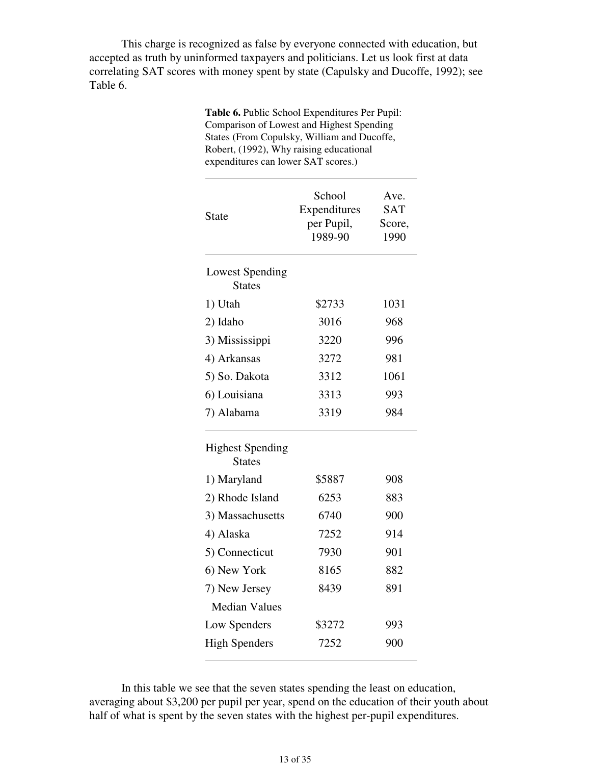This charge is recognized as false by everyone connected with education, but accepted as truth by uninformed taxpayers and politicians. Let us look first at data correlating SAT scores with money spent by state (Capulsky and Ducoffe, 1992); see Table 6.

**Table 6.** Public School Expenditures Per Pupil: Comparison of Lowest and Highest Spending States (From Copulsky, William and Ducoffe, Robert, (1992), Why raising educational expenditures can lower SAT scores.)

| State | School Expenditures per Pupil, 1989-90 | Ave. SAT Score, 1990 |
|---|---|---|
| Lowest Spending States | | |
| 1) Utah | $2733 | 1031 |
| 2) Idaho | 3016 | 968 |
| 3) Mississippi | 3220 | 996 |
| 4) Arkansas | 3272 | 981 |
| 5) So. Dakota | 3312 | 1061 |
| 6) Louisiana | 3313 | 993 |
| 7) Alabama | 3319 | 984 |
| Highest Spending States | | |
| 1) Maryland | $5887 | 908 |
| 2) Rhode Island | 6253 | 883 |
| 3) Massachusetts | 6740 | 900 |
| 4) Alaska | 7252 | 914 |
| 5) Connecticut | 7930 | 901 |
| 6) New York | 8165 | 882 |
| 7) New Jersey | 8439 | 891 |
| Median Values | | |
| Low Spenders | $3272 | 993 |
| High Spenders | 7252 | 900 |

In this table we see that the seven states spending the least on education, averaging about $3,200 per pupil per year, spend on the education of their youth about half of what is spent by the seven states with the highest per-pupil expenditures.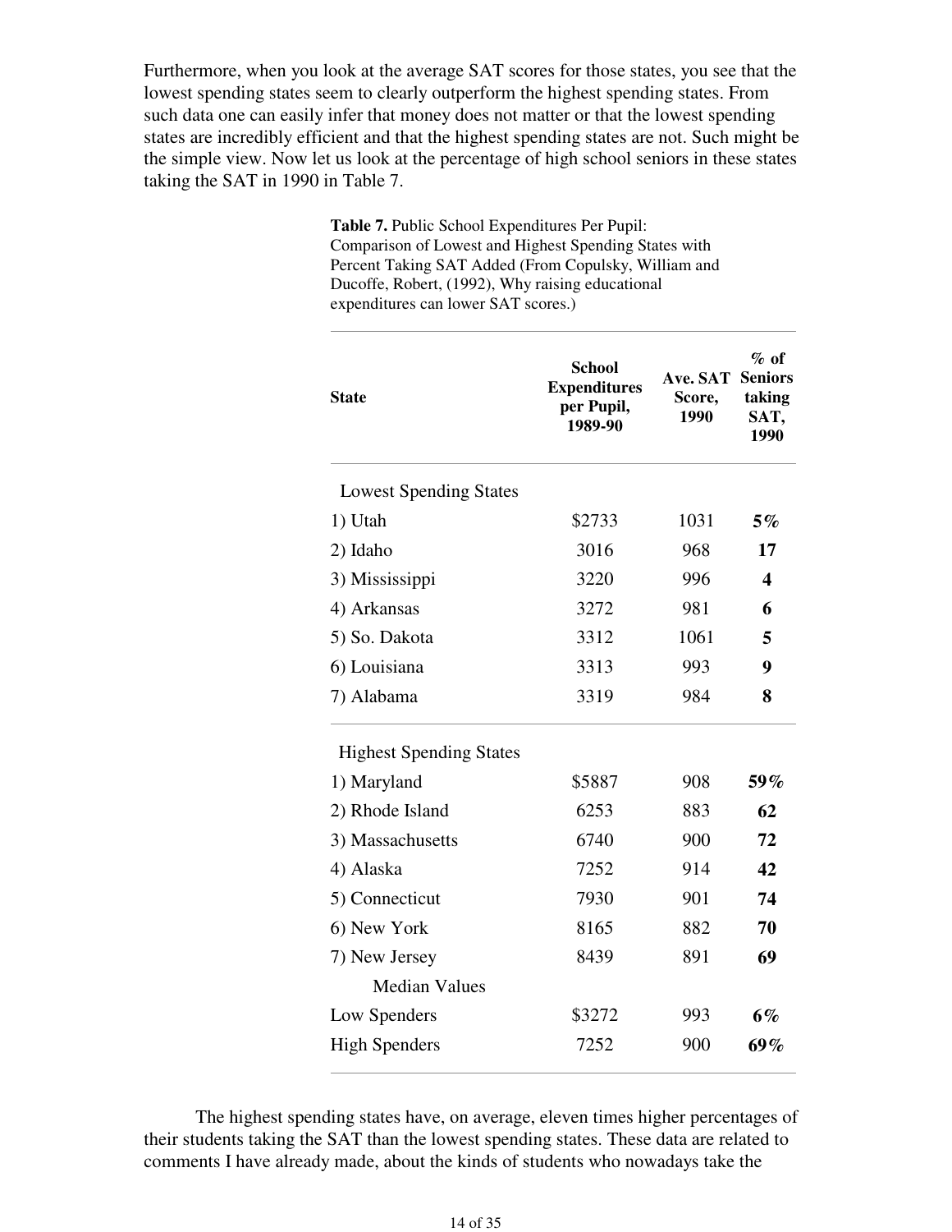Furthermore, when you look at the average SAT scores for those states, you see that the lowest spending states seem to clearly outperform the highest spending states. From such data one can easily infer that money does not matter or that the lowest spending states are incredibly efficient and that the highest spending states are not. Such might be the simple view. Now let us look at the percentage of high school seniors in these states taking the SAT in 1990 in Table 7.

**Table 7.** Public School Expenditures Per Pupil: Comparison of Lowest and Highest Spending States with Percent Taking SAT Added (From Copulsky, William and Ducoffe, Robert, (1992), Why raising educational expenditures can lower SAT scores.)

| State | School Expenditures per Pupil, 1989-90 | Ave. SAT Score, 1990 | % of Seniors taking SAT, 1990 |
|---|---|---|---|
| Lowest Spending States | | | |
| 1) Utah | $2733 | 1031 | **5%** |
| 2) Idaho | 3016 | 968 | **17** |
| 3) Mississippi | 3220 | 996 | **4** |
| 4) Arkansas | 3272 | 981 | **6** |
| 5) So. Dakota | 3312 | 1061 | **5** |
| 6) Louisiana | 3313 | 993 | **9** |
| 7) Alabama | 3319 | 984 | **8** |
| Highest Spending States | | | |
| 1) Maryland | $5887 | 908 | **59%** |
| 2) Rhode Island | 6253 | 883 | **62** |
| 3) Massachusetts | 6740 | 900 | **72** |
| 4) Alaska | 7252 | 914 | **42** |
| 5) Connecticut | 7930 | 901 | **74** |
| 6) New York | 8165 | 882 | **70** |
| 7) New Jersey | 8439 | 891 | **69** |
| Median Values | | | |
| Low Spenders | $3272 | 993 | **6%** |
| High Spenders | 7252 | 900 | **69%** |

The highest spending states have, on average, eleven times higher percentages of their students taking the SAT than the lowest spending states. These data are related to comments I have already made, about the kinds of students who nowadays take the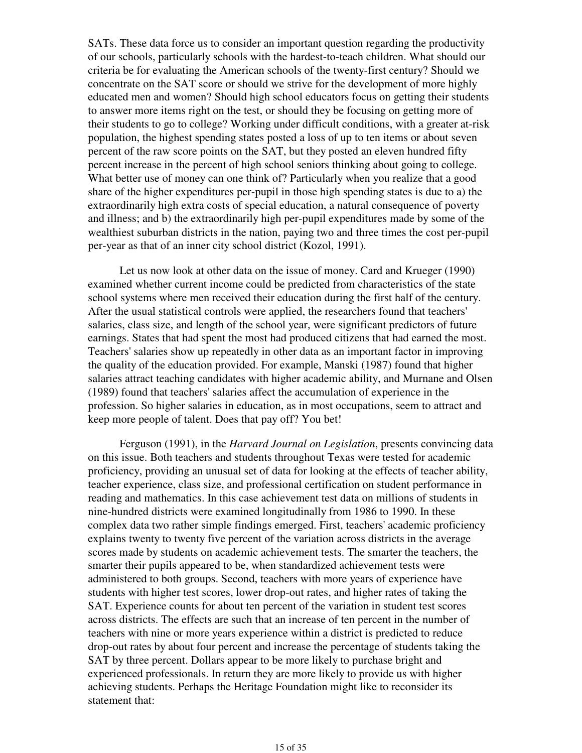SATs. These data force us to consider an important question regarding the productivity of our schools, particularly schools with the hardest-to-teach children. What should our criteria be for evaluating the American schools of the twenty-first century? Should we concentrate on the SAT score or should we strive for the development of more highly educated men and women? Should high school educators focus on getting their students to answer more items right on the test, or should they be focusing on getting more of their students to go to college? Working under difficult conditions, with a greater at-risk population, the highest spending states posted a loss of up to ten items or about seven percent of the raw score points on the SAT, but they posted an eleven hundred fifty percent increase in the percent of high school seniors thinking about going to college. What better use of money can one think of? Particularly when you realize that a good share of the higher expenditures per-pupil in those high spending states is due to a) the extraordinarily high extra costs of special education, a natural consequence of poverty and illness; and b) the extraordinarily high per-pupil expenditures made by some of the wealthiest suburban districts in the nation, paying two and three times the cost per-pupil per-year as that of an inner city school district (Kozol, 1991).

Let us now look at other data on the issue of money. Card and Krueger (1990) examined whether current income could be predicted from characteristics of the state school systems where men received their education during the first half of the century. After the usual statistical controls were applied, the researchers found that teachers' salaries, class size, and length of the school year, were significant predictors of future earnings. States that had spent the most had produced citizens that had earned the most. Teachers' salaries show up repeatedly in other data as an important factor in improving the quality of the education provided. For example, Manski (1987) found that higher salaries attract teaching candidates with higher academic ability, and Murnane and Olsen (1989) found that teachers' salaries affect the accumulation of experience in the profession. So higher salaries in education, as in most occupations, seem to attract and keep more people of talent. Does that pay off? You bet!

Ferguson (1991), in the *Harvard Journal on Legislation*, presents convincing data on this issue. Both teachers and students throughout Texas were tested for academic proficiency, providing an unusual set of data for looking at the effects of teacher ability, teacher experience, class size, and professional certification on student performance in reading and mathematics. In this case achievement test data on millions of students in nine-hundred districts were examined longitudinally from 1986 to 1990. In these complex data two rather simple findings emerged. First, teachers' academic proficiency explains twenty to twenty five percent of the variation across districts in the average scores made by students on academic achievement tests. The smarter the teachers, the smarter their pupils appeared to be, when standardized achievement tests were administered to both groups. Second, teachers with more years of experience have students with higher test scores, lower drop-out rates, and higher rates of taking the SAT. Experience counts for about ten percent of the variation in student test scores across districts. The effects are such that an increase of ten percent in the number of teachers with nine or more years experience within a district is predicted to reduce drop-out rates by about four percent and increase the percentage of students taking the SAT by three percent. Dollars appear to be more likely to purchase bright and experienced professionals. In return they are more likely to provide us with higher achieving students. Perhaps the Heritage Foundation might like to reconsider its statement that: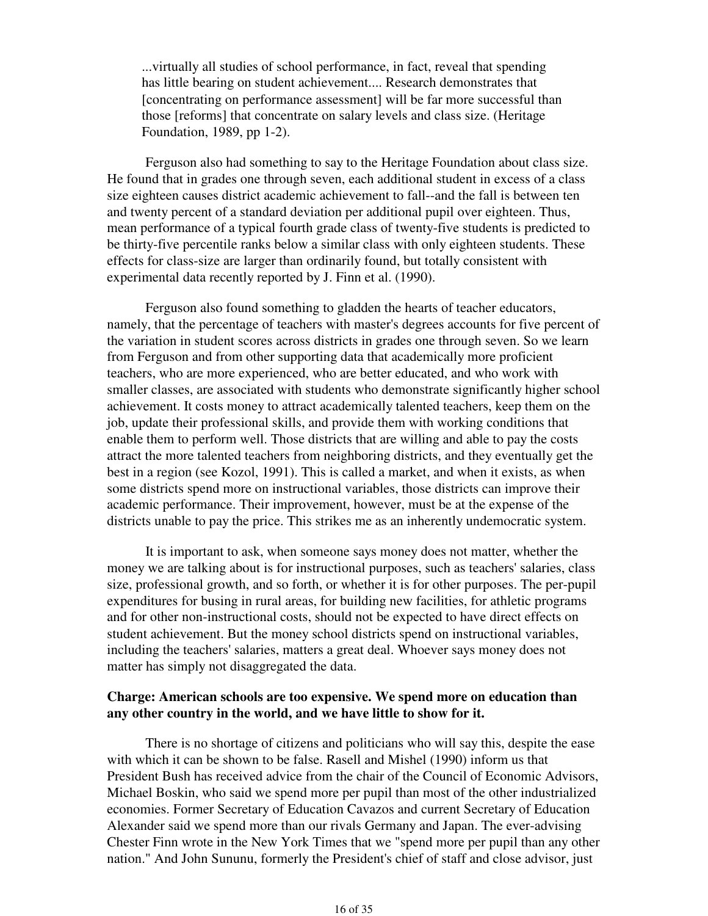> ...virtually all studies of school performance, in fact, reveal that spending has little bearing on student achievement.... Research demonstrates that [concentrating on performance assessment] will be far more successful than those [reforms] that concentrate on salary levels and class size. (Heritage Foundation, 1989, pp 1-2).

Ferguson also had something to say to the Heritage Foundation about class size. He found that in grades one through seven, each additional student in excess of a class size eighteen causes district academic achievement to fall--and the fall is between ten and twenty percent of a standard deviation per additional pupil over eighteen. Thus, mean performance of a typical fourth grade class of twenty-five students is predicted to be thirty-five percentile ranks below a similar class with only eighteen students. These effects for class-size are larger than ordinarily found, but totally consistent with experimental data recently reported by J. Finn et al. (1990).

Ferguson also found something to gladden the hearts of teacher educators, namely, that the percentage of teachers with master's degrees accounts for five percent of the variation in student scores across districts in grades one through seven. So we learn from Ferguson and from other supporting data that academically more proficient teachers, who are more experienced, who are better educated, and who work with smaller classes, are associated with students who demonstrate significantly higher school achievement. It costs money to attract academically talented teachers, keep them on the job, update their professional skills, and provide them with working conditions that enable them to perform well. Those districts that are willing and able to pay the costs attract the more talented teachers from neighboring districts, and they eventually get the best in a region (see Kozol, 1991). This is called a market, and when it exists, as when some districts spend more on instructional variables, those districts can improve their academic performance. Their improvement, however, must be at the expense of the districts unable to pay the price. This strikes me as an inherently undemocratic system.

It is important to ask, when someone says money does not matter, whether the money we are talking about is for instructional purposes, such as teachers' salaries, class size, professional growth, and so forth, or whether it is for other purposes. The per-pupil expenditures for busing in rural areas, for building new facilities, for athletic programs and for other non-instructional costs, should not be expected to have direct effects on student achievement. But the money school districts spend on instructional variables, including the teachers' salaries, matters a great deal. Whoever says money does not matter has simply not disaggregated the data.

**Charge: American schools are too expensive. We spend more on education than any other country in the world, and we have little to show for it.**

There is no shortage of citizens and politicians who will say this, despite the ease with which it can be shown to be false. Rasell and Mishel (1990) inform us that President Bush has received advice from the chair of the Council of Economic Advisors, Michael Boskin, who said we spend more per pupil than most of the other industrialized economies. Former Secretary of Education Cavazos and current Secretary of Education Alexander said we spend more than our rivals Germany and Japan. The ever-advising Chester Finn wrote in the New York Times that we "spend more per pupil than any other nation." And John Sununu, formerly the President's chief of staff and close advisor, just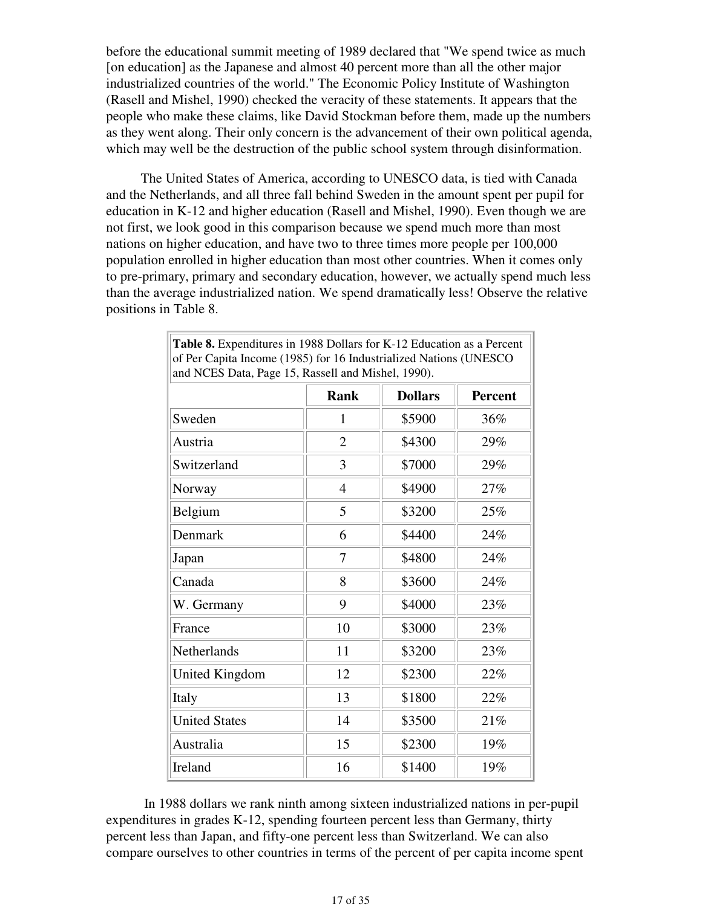before the educational summit meeting of 1989 declared that "We spend twice as much [on education] as the Japanese and almost 40 percent more than all the other major industrialized countries of the world." The Economic Policy Institute of Washington (Rasell and Mishel, 1990) checked the veracity of these statements. It appears that the people who make these claims, like David Stockman before them, made up the numbers as they went along. Their only concern is the advancement of their own political agenda, which may well be the destruction of the public school system through disinformation.

The United States of America, according to UNESCO data, is tied with Canada and the Netherlands, and all three fall behind Sweden in the amount spent per pupil for education in K-12 and higher education (Rasell and Mishel, 1990). Even though we are not first, we look good in this comparison because we spend much more than most nations on higher education, and have two to three times more people per 100,000 population enrolled in higher education than most other countries. When it comes only to pre-primary, primary and secondary education, however, we actually spend much less than the average industrialized nation. We spend dramatically less! Observe the relative positions in Table 8.

**Table 8.** Expenditures in 1988 Dollars for K-12 Education as a Percent of Per Capita Income (1985) for 16 Industrialized Nations (UNESCO and NCES Data, Page 15, Rassell and Mishel, 1990).

| | Rank | Dollars | Percent |
|---|---|---|---|
| Sweden | 1 | $5900 | 36% |
| Austria | 2 | $4300 | 29% |
| Switzerland | 3 | $7000 | 29% |
| Norway | 4 | $4900 | 27% |
| Belgium | 5 | $3200 | 25% |
| Denmark | 6 | $4400 | 24% |
| Japan | 7 | $4800 | 24% |
| Canada | 8 | $3600 | 24% |
| W. Germany | 9 | $4000 | 23% |
| France | 10 | $3000 | 23% |
| Netherlands | 11 | $3200 | 23% |
| United Kingdom | 12 | $2300 | 22% |
| Italy | 13 | $1800 | 22% |
| United States | 14 | $3500 | 21% |
| Australia | 15 | $2300 | 19% |
| Ireland | 16 | $1400 | 19% |

In 1988 dollars we rank ninth among sixteen industrialized nations in per-pupil expenditures in grades K-12, spending fourteen percent less than Germany, thirty percent less than Japan, and fifty-one percent less than Switzerland. We can also compare ourselves to other countries in terms of the percent of per capita income spent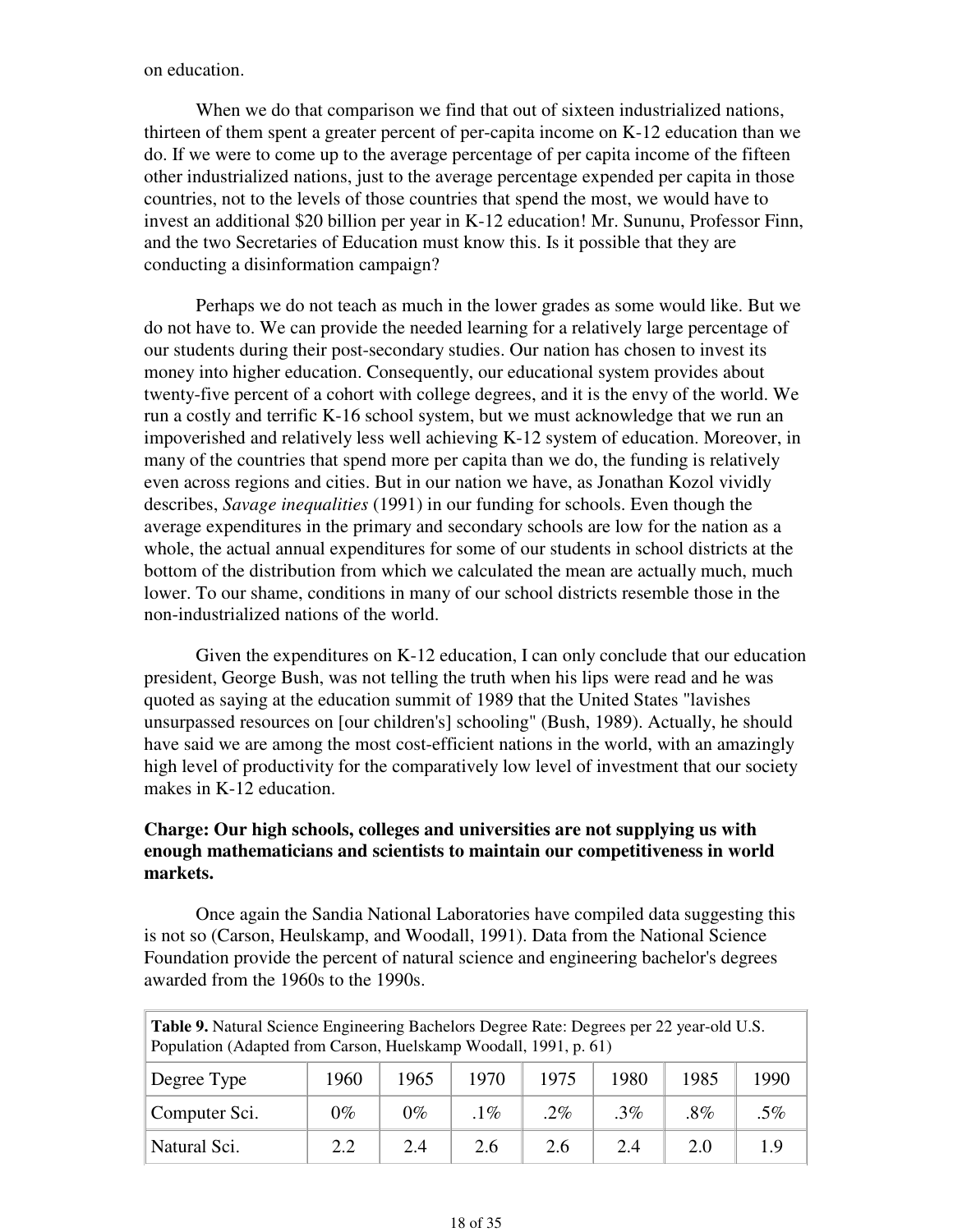on education.

When we do that comparison we find that out of sixteen industrialized nations, thirteen of them spent a greater percent of per-capita income on K-12 education than we do. If we were to come up to the average percentage of per capita income of the fifteen other industrialized nations, just to the average percentage expended per capita in those countries, not to the levels of those countries that spend the most, we would have to invest an additional $20 billion per year in K-12 education! Mr. Sununu, Professor Finn, and the two Secretaries of Education must know this. Is it possible that they are conducting a disinformation campaign?

Perhaps we do not teach as much in the lower grades as some would like. But we do not have to. We can provide the needed learning for a relatively large percentage of our students during their post-secondary studies. Our nation has chosen to invest its money into higher education. Consequently, our educational system provides about twenty-five percent of a cohort with college degrees, and it is the envy of the world. We run a costly and terrific K-16 school system, but we must acknowledge that we run an impoverished and relatively less well achieving K-12 system of education. Moreover, in many of the countries that spend more per capita than we do, the funding is relatively even across regions and cities. But in our nation we have, as Jonathan Kozol vividly describes, *Savage inequalities* (1991) in our funding for schools. Even though the average expenditures in the primary and secondary schools are low for the nation as a whole, the actual annual expenditures for some of our students in school districts at the bottom of the distribution from which we calculated the mean are actually much, much lower. To our shame, conditions in many of our school districts resemble those in the non-industrialized nations of the world.

Given the expenditures on K-12 education, I can only conclude that our education president, George Bush, was not telling the truth when his lips were read and he was quoted as saying at the education summit of 1989 that the United States "lavishes unsurpassed resources on [our children's] schooling" (Bush, 1989). Actually, he should have said we are among the most cost-efficient nations in the world, with an amazingly high level of productivity for the comparatively low level of investment that our society makes in K-12 education.

**Charge: Our high schools, colleges and universities are not supplying us with enough mathematicians and scientists to maintain our competitiveness in world markets.**

Once again the Sandia National Laboratories have compiled data suggesting this is not so (Carson, Heulskamp, and Woodall, 1991). Data from the National Science Foundation provide the percent of natural science and engineering bachelor's degrees awarded from the 1960s to the 1990s.

**Table 9.** Natural Science Engineering Bachelors Degree Rate: Degrees per 22 year-old U.S. Population (Adapted from Carson, Huelskamp Woodall, 1991, p. 61)

| Degree Type | 1960 | 1965 | 1970 | 1975 | 1980 | 1985 | 1990 |
|---|---|---|---|---|---|---|---|
| Computer Sci. | 0% | 0% | .1% | .2% | .3% | .8% | .5% |
| Natural Sci. | 2.2 | 2.4 | 2.6 | 2.6 | 2.4 | 2.0 | 1.9 |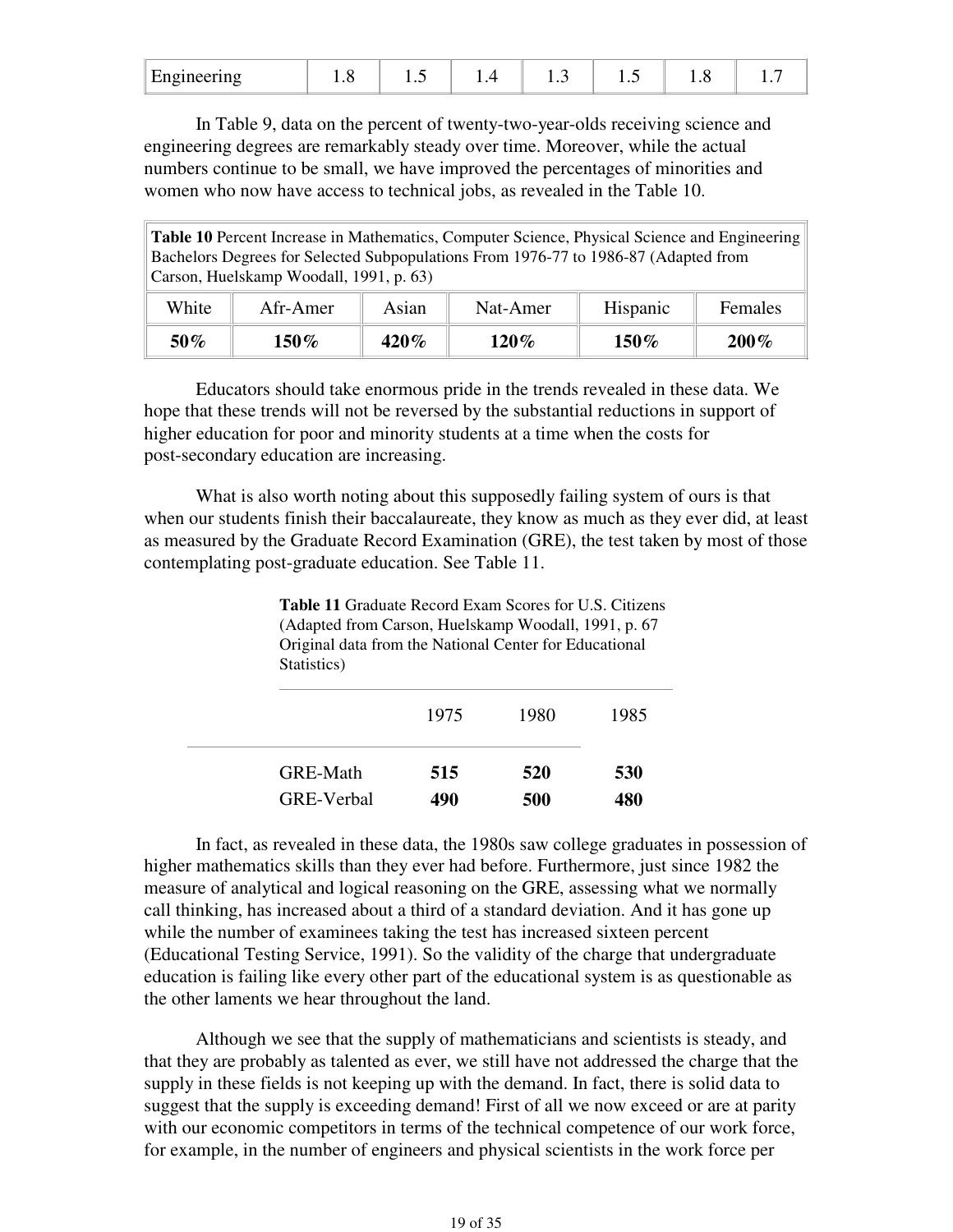| | | | | | | | |
|---|---|---|---|---|---|---|---|
| Engineering | 1.8 | 1.5 | 1.4 | 1.3 | 1.5 | 1.8 | 1.7 |

In Table 9, data on the percent of twenty-two-year-olds receiving science and engineering degrees are remarkably steady over time. Moreover, while the actual numbers continue to be small, we have improved the percentages of minorities and women who now have access to technical jobs, as revealed in the Table 10.

**Table 10** Percent Increase in Mathematics, Computer Science, Physical Science and Engineering Bachelors Degrees for Selected Subpopulations From 1976-77 to 1986-87 (Adapted from Carson, Huelskamp Woodall, 1991, p. 63)

| White | Afr-Amer | Asian | Nat-Amer | Hispanic | Females |
|---|---|---|---|---|---|
| **50%** | **150%** | **420%** | **120%** | **150%** | **200%** |

Educators should take enormous pride in the trends revealed in these data. We hope that these trends will not be reversed by the substantial reductions in support of higher education for poor and minority students at a time when the costs for post-secondary education are increasing.

What is also worth noting about this supposedly failing system of ours is that when our students finish their baccalaureate, they know as much as they ever did, at least as measured by the Graduate Record Examination (GRE), the test taken by most of those contemplating post-graduate education. See Table 11.

**Table 11** Graduate Record Exam Scores for U.S. Citizens (Adapted from Carson, Huelskamp Woodall, 1991, p. 67 Original data from the National Center for Educational Statistics)

| | 1975 | 1980 | 1985 |
|---|---|---|---|
| GRE-Math | **515** | **520** | **530** |
| GRE-Verbal | **490** | **500** | **480** |

In fact, as revealed in these data, the 1980s saw college graduates in possession of higher mathematics skills than they ever had before. Furthermore, just since 1982 the measure of analytical and logical reasoning on the GRE, assessing what we normally call thinking, has increased about a third of a standard deviation. And it has gone up while the number of examinees taking the test has increased sixteen percent (Educational Testing Service, 1991). So the validity of the charge that undergraduate education is failing like every other part of the educational system is as questionable as the other laments we hear throughout the land.

Although we see that the supply of mathematicians and scientists is steady, and that they are probably as talented as ever, we still have not addressed the charge that the supply in these fields is not keeping up with the demand. In fact, there is solid data to suggest that the supply is exceeding demand! First of all we now exceed or are at parity with our economic competitors in terms of the technical competence of our work force, for example, in the number of engineers and physical scientists in the work force per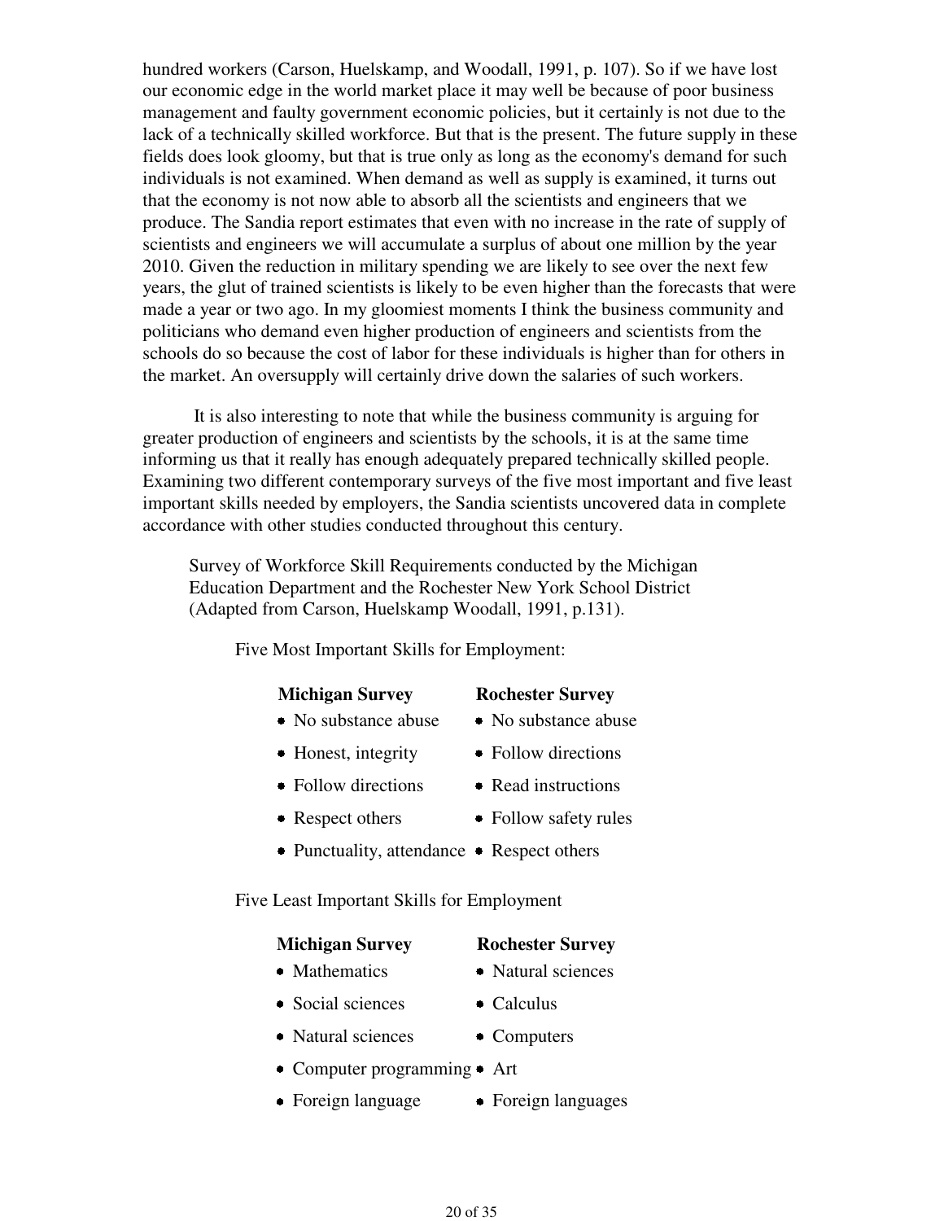hundred workers (Carson, Huelskamp, and Woodall, 1991, p. 107). So if we have lost our economic edge in the world market place it may well be because of poor business management and faulty government economic policies, but it certainly is not due to the lack of a technically skilled workforce. But that is the present. The future supply in these fields does look gloomy, but that is true only as long as the economy's demand for such individuals is not examined. When demand as well as supply is examined, it turns out that the economy is not now able to absorb all the scientists and engineers that we produce. The Sandia report estimates that even with no increase in the rate of supply of scientists and engineers we will accumulate a surplus of about one million by the year 2010. Given the reduction in military spending we are likely to see over the next few years, the glut of trained scientists is likely to be even higher than the forecasts that were made a year or two ago. In my gloomiest moments I think the business community and politicians who demand even higher production of engineers and scientists from the schools do so because the cost of labor for these individuals is higher than for others in the market. An oversupply will certainly drive down the salaries of such workers.

It is also interesting to note that while the business community is arguing for greater production of engineers and scientists by the schools, it is at the same time informing us that it really has enough adequately prepared technically skilled people. Examining two different contemporary surveys of the five most important and five least important skills needed by employers, the Sandia scientists uncovered data in complete accordance with other studies conducted throughout this century.

Survey of Workforce Skill Requirements conducted by the Michigan Education Department and the Rochester New York School District (Adapted from Carson, Huelskamp Woodall, 1991, p.131).

Five Most Important Skills for Employment:

| **Michigan Survey** | **Rochester Survey** |
|---|---|
| • No substance abuse | • No substance abuse |
| • Honest, integrity | • Follow directions |
| • Follow directions | • Read instructions |
| • Respect others | • Follow safety rules |
| • Punctuality, attendance | • Respect others |

Five Least Important Skills for Employment

| **Michigan Survey** | **Rochester Survey** |
|---|---|
| • Mathematics | • Natural sciences |
| • Social sciences | • Calculus |
| • Natural sciences | • Computers |
| • Computer programming | • Art |
| • Foreign language | • Foreign languages |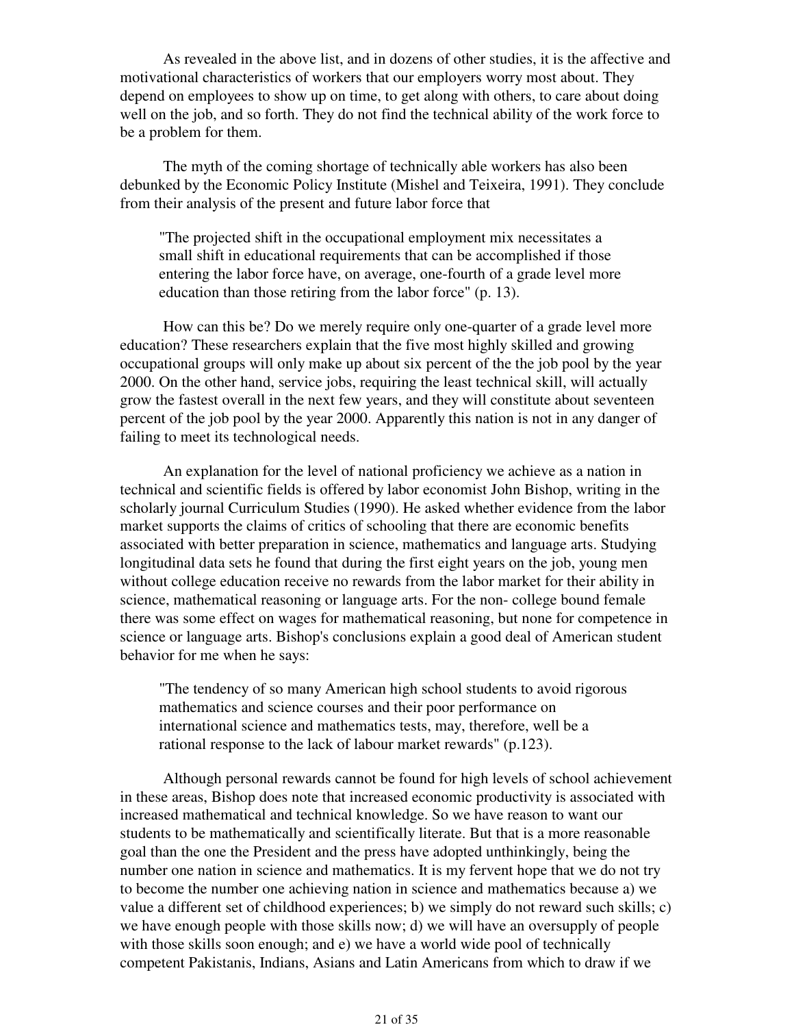As revealed in the above list, and in dozens of other studies, it is the affective and motivational characteristics of workers that our employers worry most about. They depend on employees to show up on time, to get along with others, to care about doing well on the job, and so forth. They do not find the technical ability of the work force to be a problem for them.

The myth of the coming shortage of technically able workers has also been debunked by the Economic Policy Institute (Mishel and Teixeira, 1991). They conclude from their analysis of the present and future labor force that

> "The projected shift in the occupational employment mix necessitates a small shift in educational requirements that can be accomplished if those entering the labor force have, on average, one-fourth of a grade level more education than those retiring from the labor force" (p. 13).

How can this be? Do we merely require only one-quarter of a grade level more education? These researchers explain that the five most highly skilled and growing occupational groups will only make up about six percent of the the job pool by the year 2000. On the other hand, service jobs, requiring the least technical skill, will actually grow the fastest overall in the next few years, and they will constitute about seventeen percent of the job pool by the year 2000. Apparently this nation is not in any danger of failing to meet its technological needs.

An explanation for the level of national proficiency we achieve as a nation in technical and scientific fields is offered by labor economist John Bishop, writing in the scholarly journal Curriculum Studies (1990). He asked whether evidence from the labor market supports the claims of critics of schooling that there are economic benefits associated with better preparation in science, mathematics and language arts. Studying longitudinal data sets he found that during the first eight years on the job, young men without college education receive no rewards from the labor market for their ability in science, mathematical reasoning or language arts. For the non- college bound female there was some effect on wages for mathematical reasoning, but none for competence in science or language arts. Bishop's conclusions explain a good deal of American student behavior for me when he says:

> "The tendency of so many American high school students to avoid rigorous mathematics and science courses and their poor performance on international science and mathematics tests, may, therefore, well be a rational response to the lack of labour market rewards" (p.123).

Although personal rewards cannot be found for high levels of school achievement in these areas, Bishop does note that increased economic productivity is associated with increased mathematical and technical knowledge. So we have reason to want our students to be mathematically and scientifically literate. But that is a more reasonable goal than the one the President and the press have adopted unthinkingly, being the number one nation in science and mathematics. It is my fervent hope that we do not try to become the number one achieving nation in science and mathematics because a) we value a different set of childhood experiences; b) we simply do not reward such skills; c) we have enough people with those skills now; d) we will have an oversupply of people with those skills soon enough; and e) we have a world wide pool of technically competent Pakistanis, Indians, Asians and Latin Americans from which to draw if we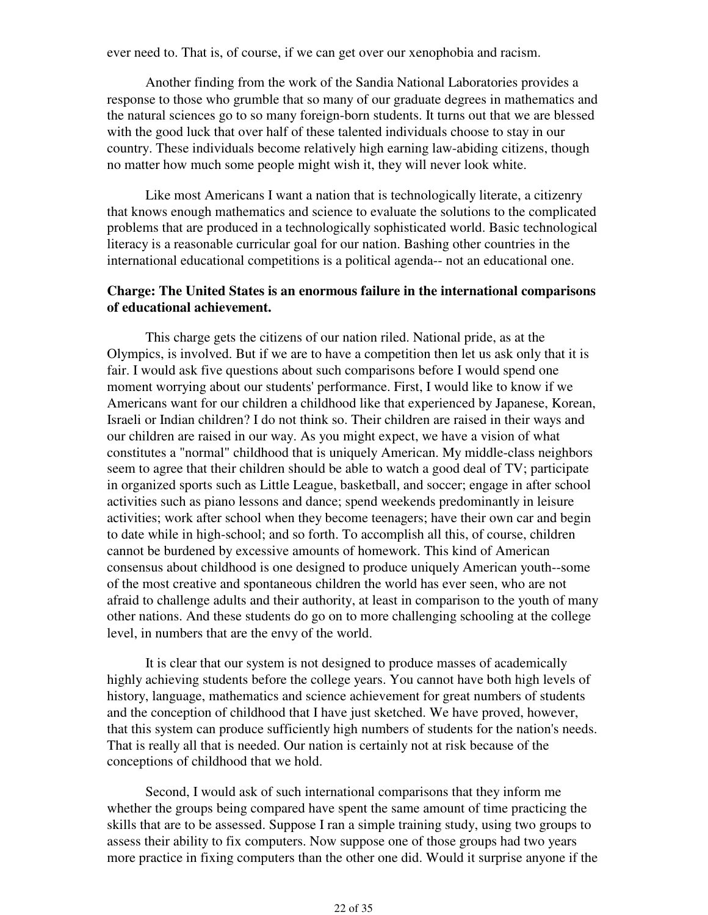ever need to. That is, of course, if we can get over our xenophobia and racism.

Another finding from the work of the Sandia National Laboratories provides a response to those who grumble that so many of our graduate degrees in mathematics and the natural sciences go to so many foreign-born students. It turns out that we are blessed with the good luck that over half of these talented individuals choose to stay in our country. These individuals become relatively high earning law-abiding citizens, though no matter how much some people might wish it, they will never look white.

Like most Americans I want a nation that is technologically literate, a citizenry that knows enough mathematics and science to evaluate the solutions to the complicated problems that are produced in a technologically sophisticated world. Basic technological literacy is a reasonable curricular goal for our nation. Bashing other countries in the international educational competitions is a political agenda-- not an educational one.

**Charge: The United States is an enormous failure in the international comparisons of educational achievement.**

This charge gets the citizens of our nation riled. National pride, as at the Olympics, is involved. But if we are to have a competition then let us ask only that it is fair. I would ask five questions about such comparisons before I would spend one moment worrying about our students' performance. First, I would like to know if we Americans want for our children a childhood like that experienced by Japanese, Korean, Israeli or Indian children? I do not think so. Their children are raised in their ways and our children are raised in our way. As you might expect, we have a vision of what constitutes a "normal" childhood that is uniquely American. My middle-class neighbors seem to agree that their children should be able to watch a good deal of TV; participate in organized sports such as Little League, basketball, and soccer; engage in after school activities such as piano lessons and dance; spend weekends predominantly in leisure activities; work after school when they become teenagers; have their own car and begin to date while in high-school; and so forth. To accomplish all this, of course, children cannot be burdened by excessive amounts of homework. This kind of American consensus about childhood is one designed to produce uniquely American youth--some of the most creative and spontaneous children the world has ever seen, who are not afraid to challenge adults and their authority, at least in comparison to the youth of many other nations. And these students do go on to more challenging schooling at the college level, in numbers that are the envy of the world.

It is clear that our system is not designed to produce masses of academically highly achieving students before the college years. You cannot have both high levels of history, language, mathematics and science achievement for great numbers of students and the conception of childhood that I have just sketched. We have proved, however, that this system can produce sufficiently high numbers of students for the nation's needs. That is really all that is needed. Our nation is certainly not at risk because of the conceptions of childhood that we hold.

Second, I would ask of such international comparisons that they inform me whether the groups being compared have spent the same amount of time practicing the skills that are to be assessed. Suppose I ran a simple training study, using two groups to assess their ability to fix computers. Now suppose one of those groups had two years more practice in fixing computers than the other one did. Would it surprise anyone if the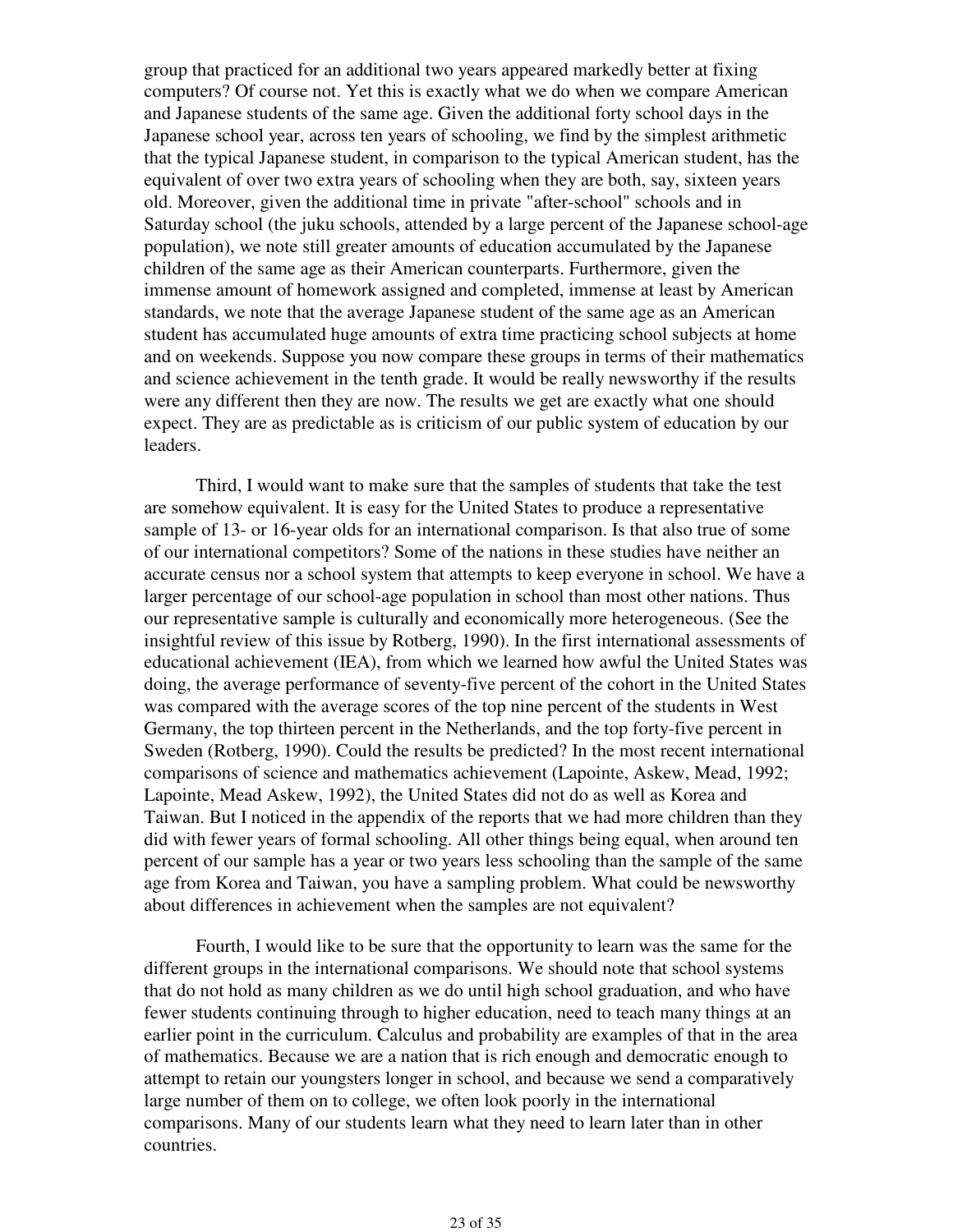group that practiced for an additional two years appeared markedly better at fixing computers? Of course not. Yet this is exactly what we do when we compare American and Japanese students of the same age. Given the additional forty school days in the Japanese school year, across ten years of schooling, we find by the simplest arithmetic that the typical Japanese student, in comparison to the typical American student, has the equivalent of over two extra years of schooling when they are both, say, sixteen years old. Moreover, given the additional time in private "after-school" schools and in Saturday school (the juku schools, attended by a large percent of the Japanese school-age population), we note still greater amounts of education accumulated by the Japanese children of the same age as their American counterparts. Furthermore, given the immense amount of homework assigned and completed, immense at least by American standards, we note that the average Japanese student of the same age as an American student has accumulated huge amounts of extra time practicing school subjects at home and on weekends. Suppose you now compare these groups in terms of their mathematics and science achievement in the tenth grade. It would be really newsworthy if the results were any different then they are now. The results we get are exactly what one should expect. They are as predictable as is criticism of our public system of education by our leaders.

Third, I would want to make sure that the samples of students that take the test are somehow equivalent. It is easy for the United States to produce a representative sample of 13- or 16-year olds for an international comparison. Is that also true of some of our international competitors? Some of the nations in these studies have neither an accurate census nor a school system that attempts to keep everyone in school. We have a larger percentage of our school-age population in school than most other nations. Thus our representative sample is culturally and economically more heterogeneous. (See the insightful review of this issue by Rotberg, 1990). In the first international assessments of educational achievement (IEA), from which we learned how awful the United States was doing, the average performance of seventy-five percent of the cohort in the United States was compared with the average scores of the top nine percent of the students in West Germany, the top thirteen percent in the Netherlands, and the top forty-five percent in Sweden (Rotberg, 1990). Could the results be predicted? In the most recent international comparisons of science and mathematics achievement (Lapointe, Askew, Mead, 1992; Lapointe, Mead Askew, 1992), the United States did not do as well as Korea and Taiwan. But I noticed in the appendix of the reports that we had more children than they did with fewer years of formal schooling. All other things being equal, when around ten percent of our sample has a year or two years less schooling than the sample of the same age from Korea and Taiwan, you have a sampling problem. What could be newsworthy about differences in achievement when the samples are not equivalent?

Fourth, I would like to be sure that the opportunity to learn was the same for the different groups in the international comparisons. We should note that school systems that do not hold as many children as we do until high school graduation, and who have fewer students continuing through to higher education, need to teach many things at an earlier point in the curriculum. Calculus and probability are examples of that in the area of mathematics. Because we are a nation that is rich enough and democratic enough to attempt to retain our youngsters longer in school, and because we send a comparatively large number of them on to college, we often look poorly in the international comparisons. Many of our students learn what they need to learn later than in other countries.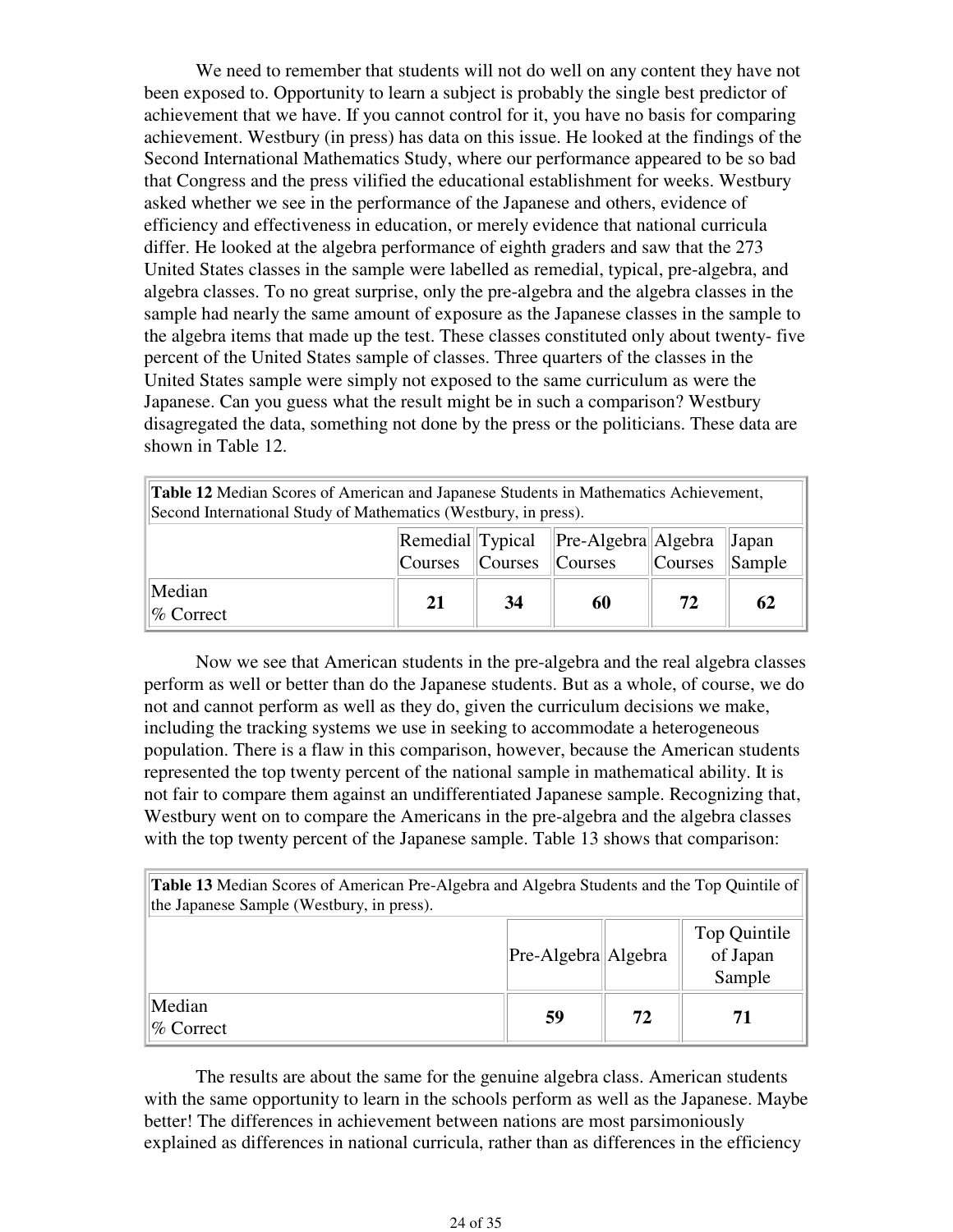We need to remember that students will not do well on any content they have not been exposed to. Opportunity to learn a subject is probably the single best predictor of achievement that we have. If you cannot control for it, you have no basis for comparing achievement. Westbury (in press) has data on this issue. He looked at the findings of the Second International Mathematics Study, where our performance appeared to be so bad that Congress and the press vilified the educational establishment for weeks. Westbury asked whether we see in the performance of the Japanese and others, evidence of efficiency and effectiveness in education, or merely evidence that national curricula differ. He looked at the algebra performance of eighth graders and saw that the 273 United States classes in the sample were labelled as remedial, typical, pre-algebra, and algebra classes. To no great surprise, only the pre-algebra and the algebra classes in the sample had nearly the same amount of exposure as the Japanese classes in the sample to the algebra items that made up the test. These classes constituted only about twenty- five percent of the United States sample of classes. Three quarters of the classes in the United States sample were simply not exposed to the same curriculum as were the Japanese. Can you guess what the result might be in such a comparison? Westbury disagregated the data, something not done by the press or the politicians. These data are shown in Table 12.

**Table 12** Median Scores of American and Japanese Students in Mathematics Achievement, Second International Study of Mathematics (Westbury, in press).

| | Remedial Courses | Typical Courses | Pre-Algebra Courses | Algebra Courses | Japan Sample |
|---|---|---|---|---|---|
| Median % Correct | **21** | **34** | **60** | **72** | **62** |

Now we see that American students in the pre-algebra and the real algebra classes perform as well or better than do the Japanese students. But as a whole, of course, we do not and cannot perform as well as they do, given the curriculum decisions we make, including the tracking systems we use in seeking to accommodate a heterogeneous population. There is a flaw in this comparison, however, because the American students represented the top twenty percent of the national sample in mathematical ability. It is not fair to compare them against an undifferentiated Japanese sample. Recognizing that, Westbury went on to compare the Americans in the pre-algebra and the algebra classes with the top twenty percent of the Japanese sample. Table 13 shows that comparison:

**Table 13** Median Scores of American Pre-Algebra and Algebra Students and the Top Quintile of the Japanese Sample (Westbury, in press).

| | Pre-Algebra | Algebra | Top Quintile of Japan Sample |
|---|---|---|---|
| Median % Correct | **59** | **72** | **71** |

The results are about the same for the genuine algebra class. American students with the same opportunity to learn in the schools perform as well as the Japanese. Maybe better! The differences in achievement between nations are most parsimoniously explained as differences in national curricula, rather than as differences in the efficiency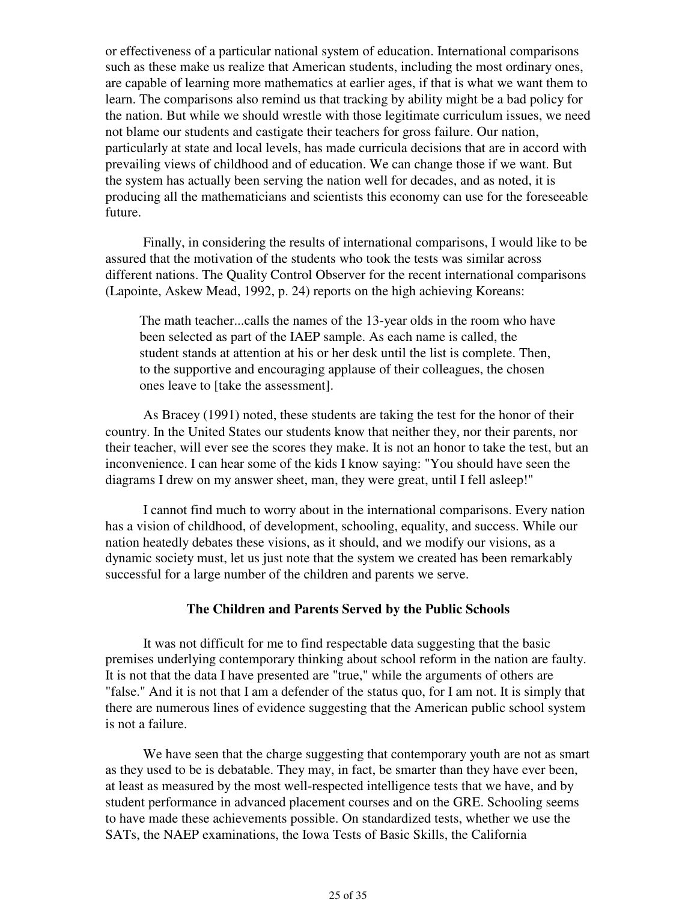or effectiveness of a particular national system of education. International comparisons such as these make us realize that American students, including the most ordinary ones, are capable of learning more mathematics at earlier ages, if that is what we want them to learn. The comparisons also remind us that tracking by ability might be a bad policy for the nation. But while we should wrestle with those legitimate curriculum issues, we need not blame our students and castigate their teachers for gross failure. Our nation, particularly at state and local levels, has made curricula decisions that are in accord with prevailing views of childhood and of education. We can change those if we want. But the system has actually been serving the nation well for decades, and as noted, it is producing all the mathematicians and scientists this economy can use for the foreseeable future.

Finally, in considering the results of international comparisons, I would like to be assured that the motivation of the students who took the tests was similar across different nations. The Quality Control Observer for the recent international comparisons (Lapointe, Askew Mead, 1992, p. 24) reports on the high achieving Koreans:

> The math teacher...calls the names of the 13-year olds in the room who have been selected as part of the IAEP sample. As each name is called, the student stands at attention at his or her desk until the list is complete. Then, to the supportive and encouraging applause of their colleagues, the chosen ones leave to [take the assessment].

As Bracey (1991) noted, these students are taking the test for the honor of their country. In the United States our students know that neither they, nor their parents, nor their teacher, will ever see the scores they make. It is not an honor to take the test, but an inconvenience. I can hear some of the kids I know saying: "You should have seen the diagrams I drew on my answer sheet, man, they were great, until I fell asleep!"

I cannot find much to worry about in the international comparisons. Every nation has a vision of childhood, of development, schooling, equality, and success. While our nation heatedly debates these visions, as it should, and we modify our visions, as a dynamic society must, let us just note that the system we created has been remarkably successful for a large number of the children and parents we serve.

### The Children and Parents Served by the Public Schools

It was not difficult for me to find respectable data suggesting that the basic premises underlying contemporary thinking about school reform in the nation are faulty. It is not that the data I have presented are "true," while the arguments of others are "false." And it is not that I am a defender of the status quo, for I am not. It is simply that there are numerous lines of evidence suggesting that the American public school system is not a failure.

We have seen that the charge suggesting that contemporary youth are not as smart as they used to be is debatable. They may, in fact, be smarter than they have ever been, at least as measured by the most well-respected intelligence tests that we have, and by student performance in advanced placement courses and on the GRE. Schooling seems to have made these achievements possible. On standardized tests, whether we use the SATs, the NAEP examinations, the Iowa Tests of Basic Skills, the California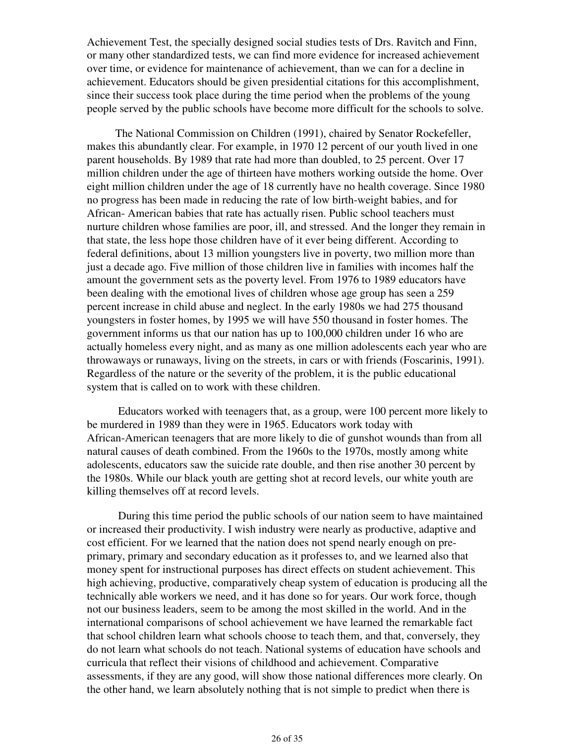Achievement Test, the specially designed social studies tests of Drs. Ravitch and Finn, or many other standardized tests, we can find more evidence for increased achievement over time, or evidence for maintenance of achievement, than we can for a decline in achievement. Educators should be given presidential citations for this accomplishment, since their success took place during the time period when the problems of the young people served by the public schools have become more difficult for the schools to solve.

The National Commission on Children (1991), chaired by Senator Rockefeller, makes this abundantly clear. For example, in 1970 12 percent of our youth lived in one parent households. By 1989 that rate had more than doubled, to 25 percent. Over 17 million children under the age of thirteen have mothers working outside the home. Over eight million children under the age of 18 currently have no health coverage. Since 1980 no progress has been made in reducing the rate of low birth-weight babies, and for African- American babies that rate has actually risen. Public school teachers must nurture children whose families are poor, ill, and stressed. And the longer they remain in that state, the less hope those children have of it ever being different. According to federal definitions, about 13 million youngsters live in poverty, two million more than just a decade ago. Five million of those children live in families with incomes half the amount the government sets as the poverty level. From 1976 to 1989 educators have been dealing with the emotional lives of children whose age group has seen a 259 percent increase in child abuse and neglect. In the early 1980s we had 275 thousand youngsters in foster homes, by 1995 we will have 550 thousand in foster homes. The government informs us that our nation has up to 100,000 children under 16 who are actually homeless every night, and as many as one million adolescents each year who are throwaways or runaways, living on the streets, in cars or with friends (Foscarinis, 1991). Regardless of the nature or the severity of the problem, it is the public educational system that is called on to work with these children.

Educators worked with teenagers that, as a group, were 100 percent more likely to be murdered in 1989 than they were in 1965. Educators work today with African-American teenagers that are more likely to die of gunshot wounds than from all natural causes of death combined. From the 1960s to the 1970s, mostly among white adolescents, educators saw the suicide rate double, and then rise another 30 percent by the 1980s. While our black youth are getting shot at record levels, our white youth are killing themselves off at record levels.

During this time period the public schools of our nation seem to have maintained or increased their productivity. I wish industry were nearly as productive, adaptive and cost efficient. For we learned that the nation does not spend nearly enough on pre-primary, primary and secondary education as it professes to, and we learned also that money spent for instructional purposes has direct effects on student achievement. This high achieving, productive, comparatively cheap system of education is producing all the technically able workers we need, and it has done so for years. Our work force, though not our business leaders, seem to be among the most skilled in the world. And in the international comparisons of school achievement we have learned the remarkable fact that school children learn what schools choose to teach them, and that, conversely, they do not learn what schools do not teach. National systems of education have schools and curricula that reflect their visions of childhood and achievement. Comparative assessments, if they are any good, will show those national differences more clearly. On the other hand, we learn absolutely nothing that is not simple to predict when there is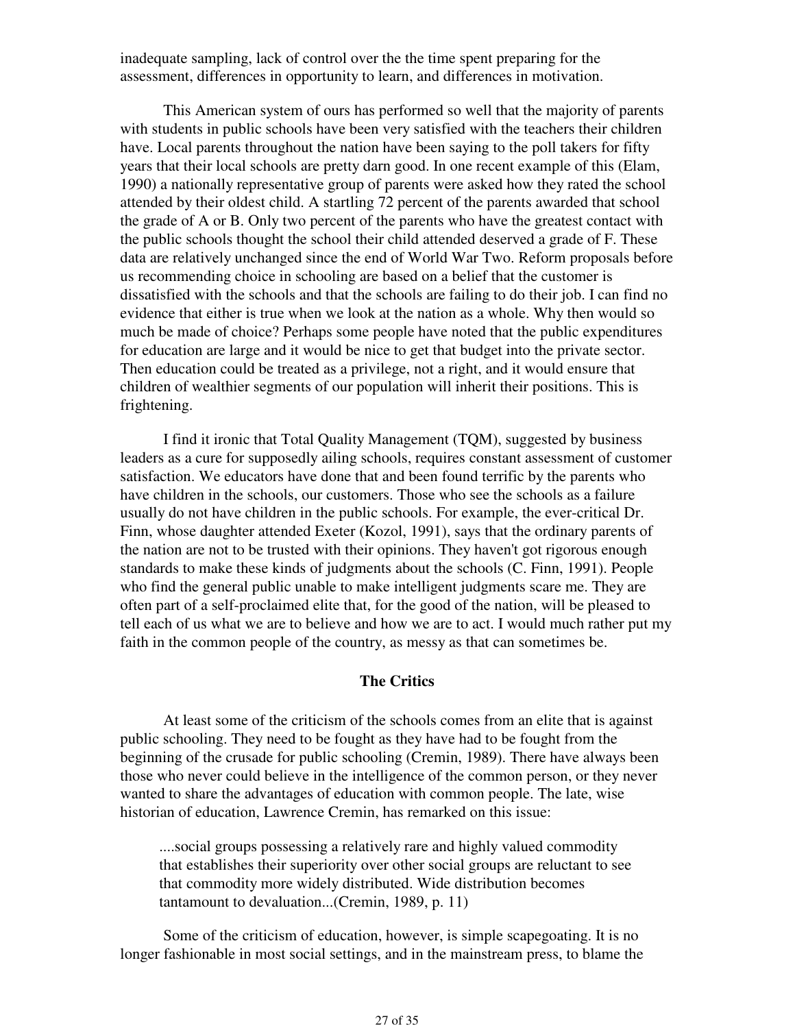inadequate sampling, lack of control over the the time spent preparing for the assessment, differences in opportunity to learn, and differences in motivation.

This American system of ours has performed so well that the majority of parents with students in public schools have been very satisfied with the teachers their children have. Local parents throughout the nation have been saying to the poll takers for fifty years that their local schools are pretty darn good. In one recent example of this (Elam, 1990) a nationally representative group of parents were asked how they rated the school attended by their oldest child. A startling 72 percent of the parents awarded that school the grade of A or B. Only two percent of the parents who have the greatest contact with the public schools thought the school their child attended deserved a grade of F. These data are relatively unchanged since the end of World War Two. Reform proposals before us recommending choice in schooling are based on a belief that the customer is dissatisfied with the schools and that the schools are failing to do their job. I can find no evidence that either is true when we look at the nation as a whole. Why then would so much be made of choice? Perhaps some people have noted that the public expenditures for education are large and it would be nice to get that budget into the private sector. Then education could be treated as a privilege, not a right, and it would ensure that children of wealthier segments of our population will inherit their positions. This is frightening.

I find it ironic that Total Quality Management (TQM), suggested by business leaders as a cure for supposedly ailing schools, requires constant assessment of customer satisfaction. We educators have done that and been found terrific by the parents who have children in the schools, our customers. Those who see the schools as a failure usually do not have children in the public schools. For example, the ever-critical Dr. Finn, whose daughter attended Exeter (Kozol, 1991), says that the ordinary parents of the nation are not to be trusted with their opinions. They haven't got rigorous enough standards to make these kinds of judgments about the schools (C. Finn, 1991). People who find the general public unable to make intelligent judgments scare me. They are often part of a self-proclaimed elite that, for the good of the nation, will be pleased to tell each of us what we are to believe and how we are to act. I would much rather put my faith in the common people of the country, as messy as that can sometimes be.

## The Critics

At least some of the criticism of the schools comes from an elite that is against public schooling. They need to be fought as they have had to be fought from the beginning of the crusade for public schooling (Cremin, 1989). There have always been those who never could believe in the intelligence of the common person, or they never wanted to share the advantages of education with common people. The late, wise historian of education, Lawrence Cremin, has remarked on this issue:

> ....social groups possessing a relatively rare and highly valued commodity that establishes their superiority over other social groups are reluctant to see that commodity more widely distributed. Wide distribution becomes tantamount to devaluation...(Cremin, 1989, p. 11)

Some of the criticism of education, however, is simple scapegoating. It is no longer fashionable in most social settings, and in the mainstream press, to blame the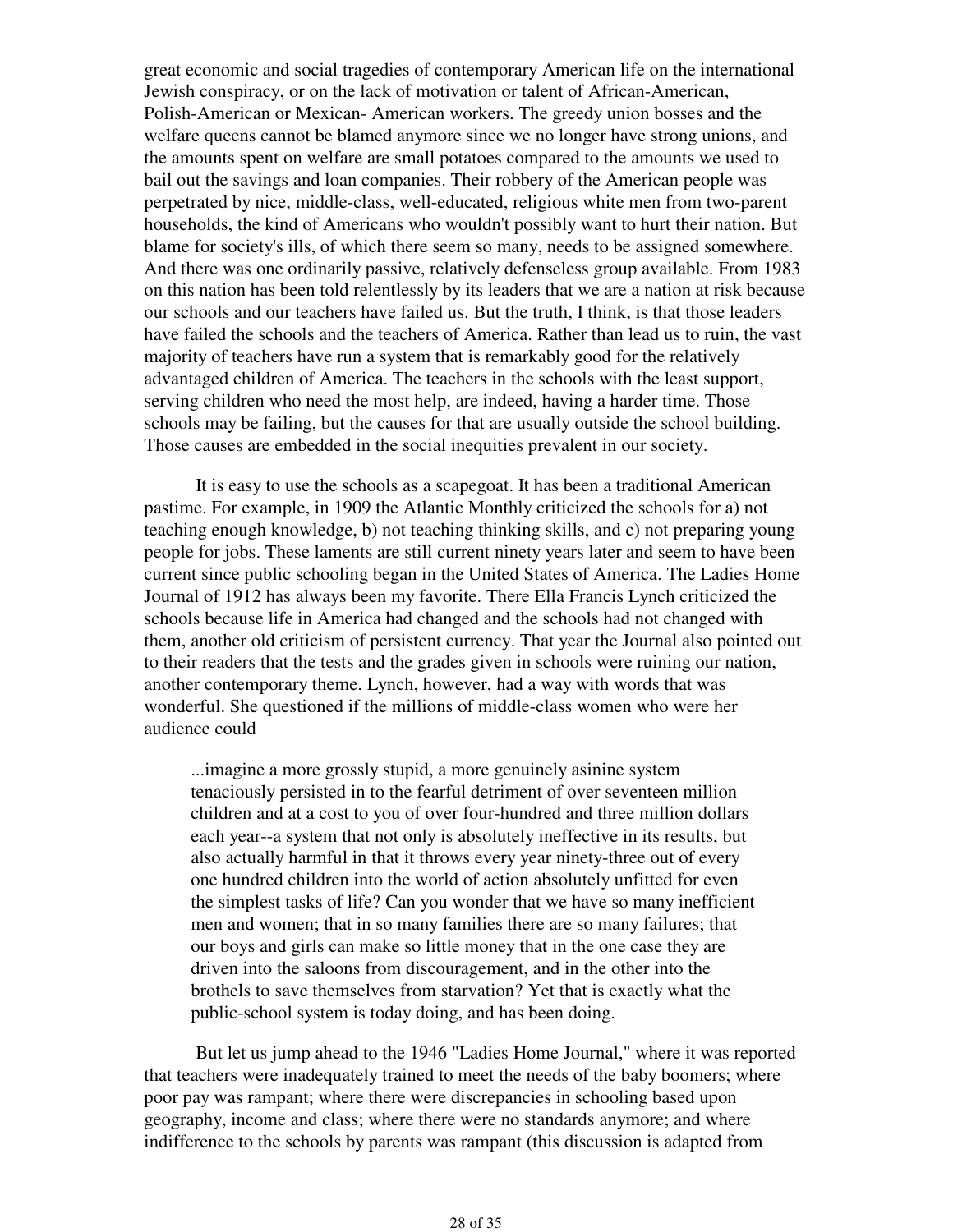great economic and social tragedies of contemporary American life on the international Jewish conspiracy, or on the lack of motivation or talent of African-American, Polish-American or Mexican- American workers. The greedy union bosses and the welfare queens cannot be blamed anymore since we no longer have strong unions, and the amounts spent on welfare are small potatoes compared to the amounts we used to bail out the savings and loan companies. Their robbery of the American people was perpetrated by nice, middle-class, well-educated, religious white men from two-parent households, the kind of Americans who wouldn't possibly want to hurt their nation. But blame for society's ills, of which there seem so many, needs to be assigned somewhere. And there was one ordinarily passive, relatively defenseless group available. From 1983 on this nation has been told relentlessly by its leaders that we are a nation at risk because our schools and our teachers have failed us. But the truth, I think, is that those leaders have failed the schools and the teachers of America. Rather than lead us to ruin, the vast majority of teachers have run a system that is remarkably good for the relatively advantaged children of America. The teachers in the schools with the least support, serving children who need the most help, are indeed, having a harder time. Those schools may be failing, but the causes for that are usually outside the school building. Those causes are embedded in the social inequities prevalent in our society.

It is easy to use the schools as a scapegoat. It has been a traditional American pastime. For example, in 1909 the Atlantic Monthly criticized the schools for a) not teaching enough knowledge, b) not teaching thinking skills, and c) not preparing young people for jobs. These laments are still current ninety years later and seem to have been current since public schooling began in the United States of America. The Ladies Home Journal of 1912 has always been my favorite. There Ella Francis Lynch criticized the schools because life in America had changed and the schools had not changed with them, another old criticism of persistent currency. That year the Journal also pointed out to their readers that the tests and the grades given in schools were ruining our nation, another contemporary theme. Lynch, however, had a way with words that was wonderful. She questioned if the millions of middle-class women who were her audience could

> ...imagine a more grossly stupid, a more genuinely asinine system tenaciously persisted in to the fearful detriment of over seventeen million children and at a cost to you of over four-hundred and three million dollars each year--a system that not only is absolutely ineffective in its results, but also actually harmful in that it throws every year ninety-three out of every one hundred children into the world of action absolutely unfitted for even the simplest tasks of life? Can you wonder that we have so many inefficient men and women; that in so many families there are so many failures; that our boys and girls can make so little money that in the one case they are driven into the saloons from discouragement, and in the other into the brothels to save themselves from starvation? Yet that is exactly what the public-school system is today doing, and has been doing.

But let us jump ahead to the 1946 "Ladies Home Journal," where it was reported that teachers were inadequately trained to meet the needs of the baby boomers; where poor pay was rampant; where there were discrepancies in schooling based upon geography, income and class; where there were no standards anymore; and where indifference to the schools by parents was rampant (this discussion is adapted from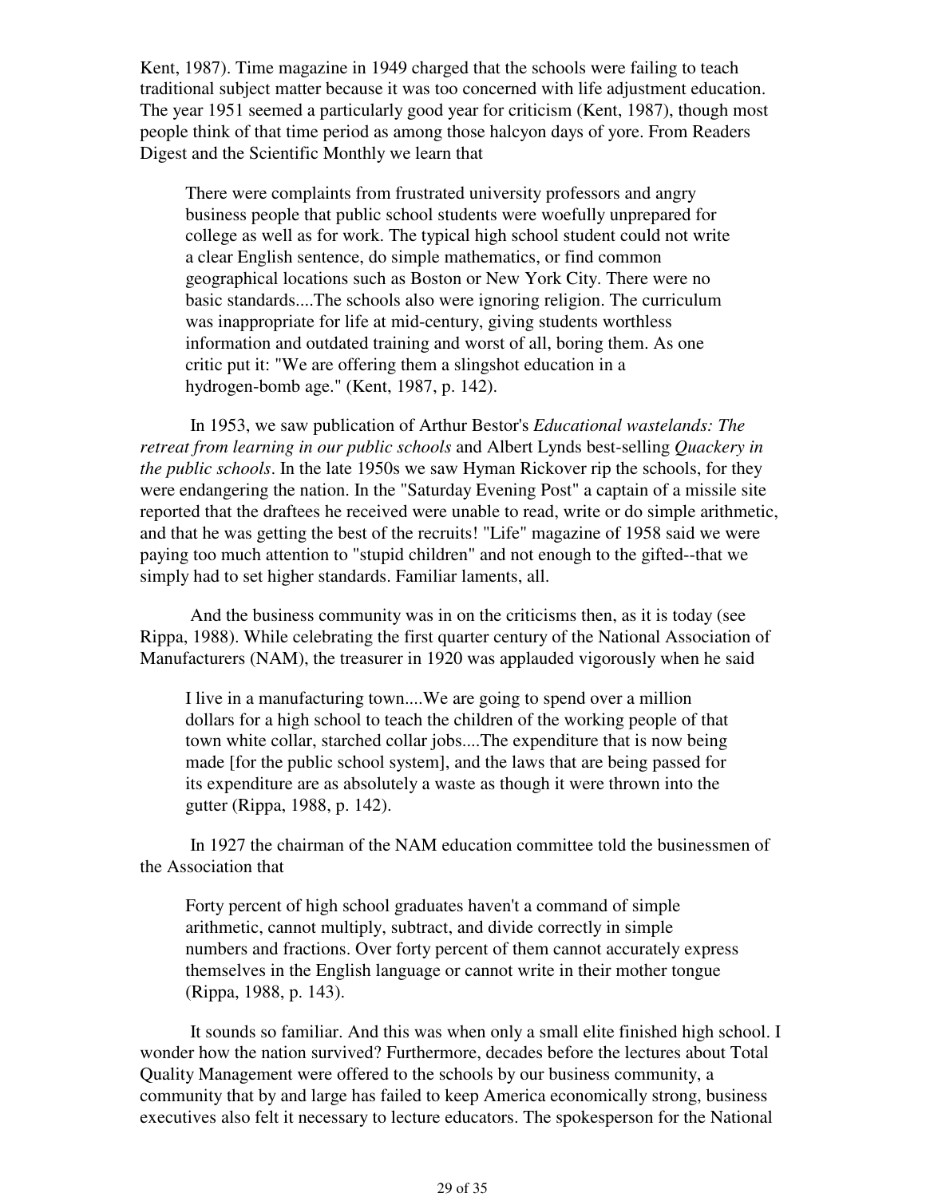Kent, 1987). Time magazine in 1949 charged that the schools were failing to teach traditional subject matter because it was too concerned with life adjustment education. The year 1951 seemed a particularly good year for criticism (Kent, 1987), though most people think of that time period as among those halcyon days of yore. From Readers Digest and the Scientific Monthly we learn that

> There were complaints from frustrated university professors and angry business people that public school students were woefully unprepared for college as well as for work. The typical high school student could not write a clear English sentence, do simple mathematics, or find common geographical locations such as Boston or New York City. There were no basic standards....The schools also were ignoring religion. The curriculum was inappropriate for life at mid-century, giving students worthless information and outdated training and worst of all, boring them. As one critic put it: "We are offering them a slingshot education in a hydrogen-bomb age." (Kent, 1987, p. 142).

In 1953, we saw publication of Arthur Bestor's *Educational wastelands: The retreat from learning in our public schools* and Albert Lynds best-selling *Quackery in the public schools*. In the late 1950s we saw Hyman Rickover rip the schools, for they were endangering the nation. In the "Saturday Evening Post" a captain of a missile site reported that the draftees he received were unable to read, write or do simple arithmetic, and that he was getting the best of the recruits! "Life" magazine of 1958 said we were paying too much attention to "stupid children" and not enough to the gifted--that we simply had to set higher standards. Familiar laments, all.

And the business community was in on the criticisms then, as it is today (see Rippa, 1988). While celebrating the first quarter century of the National Association of Manufacturers (NAM), the treasurer in 1920 was applauded vigorously when he said

> I live in a manufacturing town....We are going to spend over a million dollars for a high school to teach the children of the working people of that town white collar, starched collar jobs....The expenditure that is now being made [for the public school system], and the laws that are being passed for its expenditure are as absolutely a waste as though it were thrown into the gutter (Rippa, 1988, p. 142).

In 1927 the chairman of the NAM education committee told the businessmen of the Association that

> Forty percent of high school graduates haven't a command of simple arithmetic, cannot multiply, subtract, and divide correctly in simple numbers and fractions. Over forty percent of them cannot accurately express themselves in the English language or cannot write in their mother tongue (Rippa, 1988, p. 143).

It sounds so familiar. And this was when only a small elite finished high school. I wonder how the nation survived? Furthermore, decades before the lectures about Total Quality Management were offered to the schools by our business community, a community that by and large has failed to keep America economically strong, business executives also felt it necessary to lecture educators. The spokesperson for the National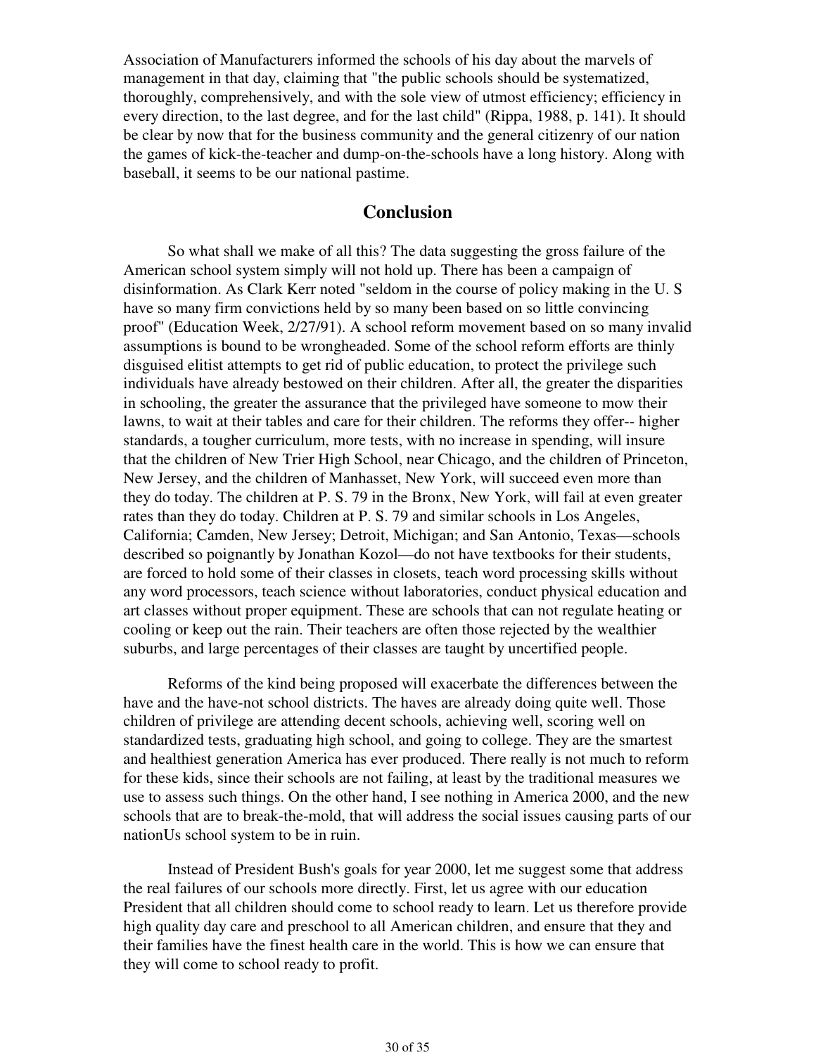Association of Manufacturers informed the schools of his day about the marvels of management in that day, claiming that "the public schools should be systematized, thoroughly, comprehensively, and with the sole view of utmost efficiency; efficiency in every direction, to the last degree, and for the last child" (Rippa, 1988, p. 141). It should be clear by now that for the business community and the general citizenry of our nation the games of kick-the-teacher and dump-on-the-schools have a long history. Along with baseball, it seems to be our national pastime.

## Conclusion

So what shall we make of all this? The data suggesting the gross failure of the American school system simply will not hold up. There has been a campaign of disinformation. As Clark Kerr noted "seldom in the course of policy making in the U. S have so many firm convictions held by so many been based on so little convincing proof" (Education Week, 2/27/91). A school reform movement based on so many invalid assumptions is bound to be wrongheaded. Some of the school reform efforts are thinly disguised elitist attempts to get rid of public education, to protect the privilege such individuals have already bestowed on their children. After all, the greater the disparities in schooling, the greater the assurance that the privileged have someone to mow their lawns, to wait at their tables and care for their children. The reforms they offer-- higher standards, a tougher curriculum, more tests, with no increase in spending, will insure that the children of New Trier High School, near Chicago, and the children of Princeton, New Jersey, and the children of Manhasset, New York, will succeed even more than they do today. The children at P. S. 79 in the Bronx, New York, will fail at even greater rates than they do today. Children at P. S. 79 and similar schools in Los Angeles, California; Camden, New Jersey; Detroit, Michigan; and San Antonio, Texas—schools described so poignantly by Jonathan Kozol—do not have textbooks for their students, are forced to hold some of their classes in closets, teach word processing skills without any word processors, teach science without laboratories, conduct physical education and art classes without proper equipment. These are schools that can not regulate heating or cooling or keep out the rain. Their teachers are often those rejected by the wealthier suburbs, and large percentages of their classes are taught by uncertified people.

Reforms of the kind being proposed will exacerbate the differences between the have and the have-not school districts. The haves are already doing quite well. Those children of privilege are attending decent schools, achieving well, scoring well on standardized tests, graduating high school, and going to college. They are the smartest and healthiest generation America has ever produced. There really is not much to reform for these kids, since their schools are not failing, at least by the traditional measures we use to assess such things. On the other hand, I see nothing in America 2000, and the new schools that are to break-the-mold, that will address the social issues causing parts of our nationUs school system to be in ruin.

Instead of President Bush's goals for year 2000, let me suggest some that address the real failures of our schools more directly. First, let us agree with our education President that all children should come to school ready to learn. Let us therefore provide high quality day care and preschool to all American children, and ensure that they and their families have the finest health care in the world. This is how we can ensure that they will come to school ready to profit.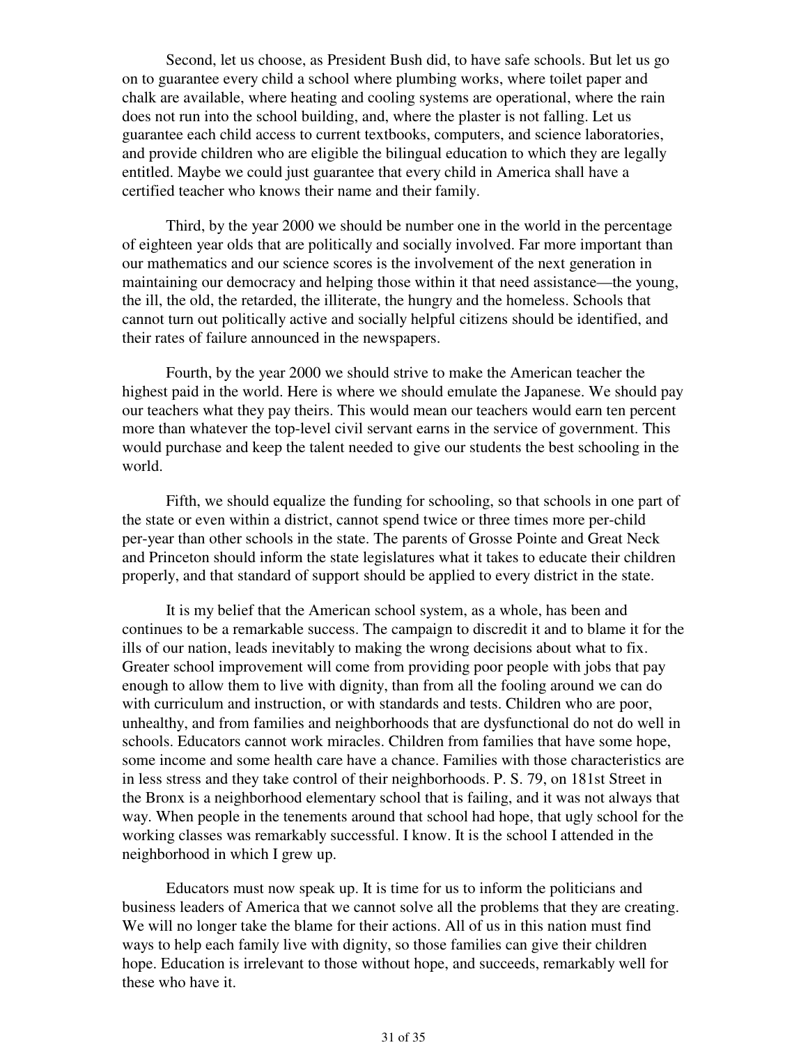Second, let us choose, as President Bush did, to have safe schools. But let us go on to guarantee every child a school where plumbing works, where toilet paper and chalk are available, where heating and cooling systems are operational, where the rain does not run into the school building, and, where the plaster is not falling. Let us guarantee each child access to current textbooks, computers, and science laboratories, and provide children who are eligible the bilingual education to which they are legally entitled. Maybe we could just guarantee that every child in America shall have a certified teacher who knows their name and their family.

Third, by the year 2000 we should be number one in the world in the percentage of eighteen year olds that are politically and socially involved. Far more important than our mathematics and our science scores is the involvement of the next generation in maintaining our democracy and helping those within it that need assistance—the young, the ill, the old, the retarded, the illiterate, the hungry and the homeless. Schools that cannot turn out politically active and socially helpful citizens should be identified, and their rates of failure announced in the newspapers.

Fourth, by the year 2000 we should strive to make the American teacher the highest paid in the world. Here is where we should emulate the Japanese. We should pay our teachers what they pay theirs. This would mean our teachers would earn ten percent more than whatever the top-level civil servant earns in the service of government. This would purchase and keep the talent needed to give our students the best schooling in the world.

Fifth, we should equalize the funding for schooling, so that schools in one part of the state or even within a district, cannot spend twice or three times more per-child per-year than other schools in the state. The parents of Grosse Pointe and Great Neck and Princeton should inform the state legislatures what it takes to educate their children properly, and that standard of support should be applied to every district in the state.

It is my belief that the American school system, as a whole, has been and continues to be a remarkable success. The campaign to discredit it and to blame it for the ills of our nation, leads inevitably to making the wrong decisions about what to fix. Greater school improvement will come from providing poor people with jobs that pay enough to allow them to live with dignity, than from all the fooling around we can do with curriculum and instruction, or with standards and tests. Children who are poor, unhealthy, and from families and neighborhoods that are dysfunctional do not do well in schools. Educators cannot work miracles. Children from families that have some hope, some income and some health care have a chance. Families with those characteristics are in less stress and they take control of their neighborhoods. P. S. 79, on 181st Street in the Bronx is a neighborhood elementary school that is failing, and it was not always that way. When people in the tenements around that school had hope, that ugly school for the working classes was remarkably successful. I know. It is the school I attended in the neighborhood in which I grew up.

Educators must now speak up. It is time for us to inform the politicians and business leaders of America that we cannot solve all the problems that they are creating. We will no longer take the blame for their actions. All of us in this nation must find ways to help each family live with dignity, so those families can give their children hope. Education is irrelevant to those without hope, and succeeds, remarkably well for these who have it.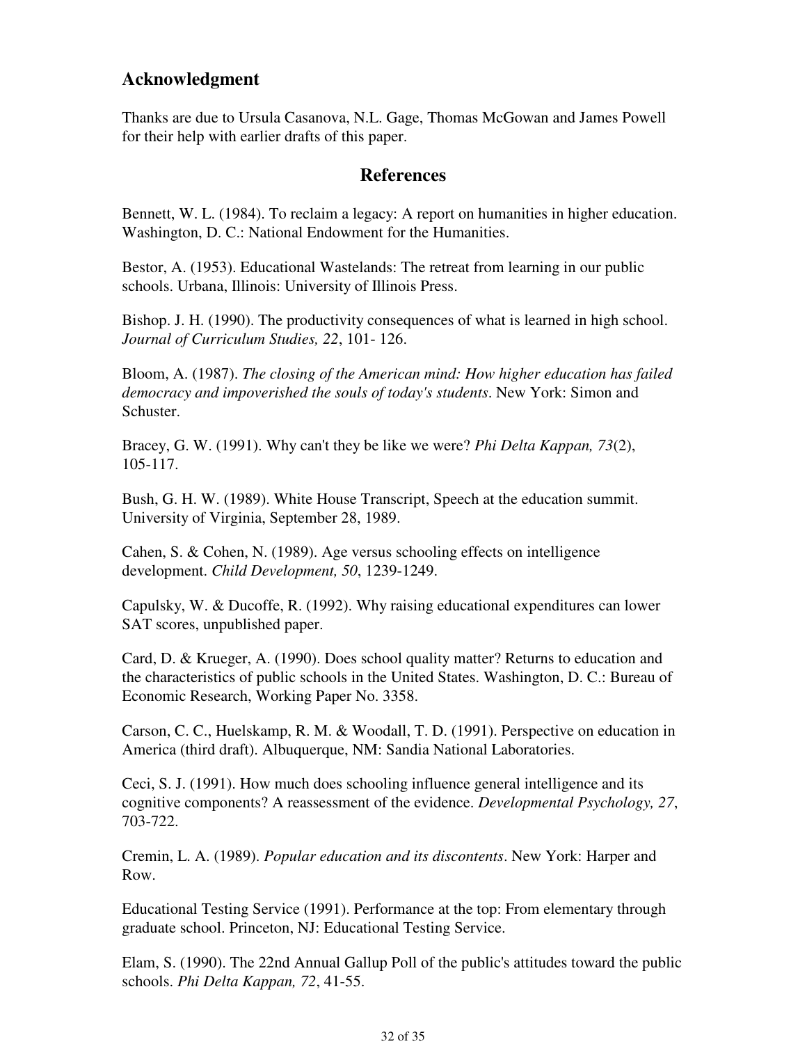## Acknowledgment

Thanks are due to Ursula Casanova, N.L. Gage, Thomas McGowan and James Powell for their help with earlier drafts of this paper.

## References

Bennett, W. L. (1984). To reclaim a legacy: A report on humanities in higher education. Washington, D. C.: National Endowment for the Humanities.

Bestor, A. (1953). Educational Wastelands: The retreat from learning in our public schools. Urbana, Illinois: University of Illinois Press.

Bishop. J. H. (1990). The productivity consequences of what is learned in high school. *Journal of Curriculum Studies, 22*, 101- 126.

Bloom, A. (1987). *The closing of the American mind: How higher education has failed democracy and impoverished the souls of today's students*. New York: Simon and Schuster.

Bracey, G. W. (1991). Why can't they be like we were? *Phi Delta Kappan, 73*(2), 105-117.

Bush, G. H. W. (1989). White House Transcript, Speech at the education summit. University of Virginia, September 28, 1989.

Cahen, S. & Cohen, N. (1989). Age versus schooling effects on intelligence development. *Child Development, 50*, 1239-1249.

Capulsky, W. & Ducoffe, R. (1992). Why raising educational expenditures can lower SAT scores, unpublished paper.

Card, D. & Krueger, A. (1990). Does school quality matter? Returns to education and the characteristics of public schools in the United States. Washington, D. C.: Bureau of Economic Research, Working Paper No. 3358.

Carson, C. C., Huelskamp, R. M. & Woodall, T. D. (1991). Perspective on education in America (third draft). Albuquerque, NM: Sandia National Laboratories.

Ceci, S. J. (1991). How much does schooling influence general intelligence and its cognitive components? A reassessment of the evidence. *Developmental Psychology, 27*, 703-722.

Cremin, L. A. (1989). *Popular education and its discontents*. New York: Harper and Row.

Educational Testing Service (1991). Performance at the top: From elementary through graduate school. Princeton, NJ: Educational Testing Service.

Elam, S. (1990). The 22nd Annual Gallup Poll of the public's attitudes toward the public schools. *Phi Delta Kappan, 72*, 41-55.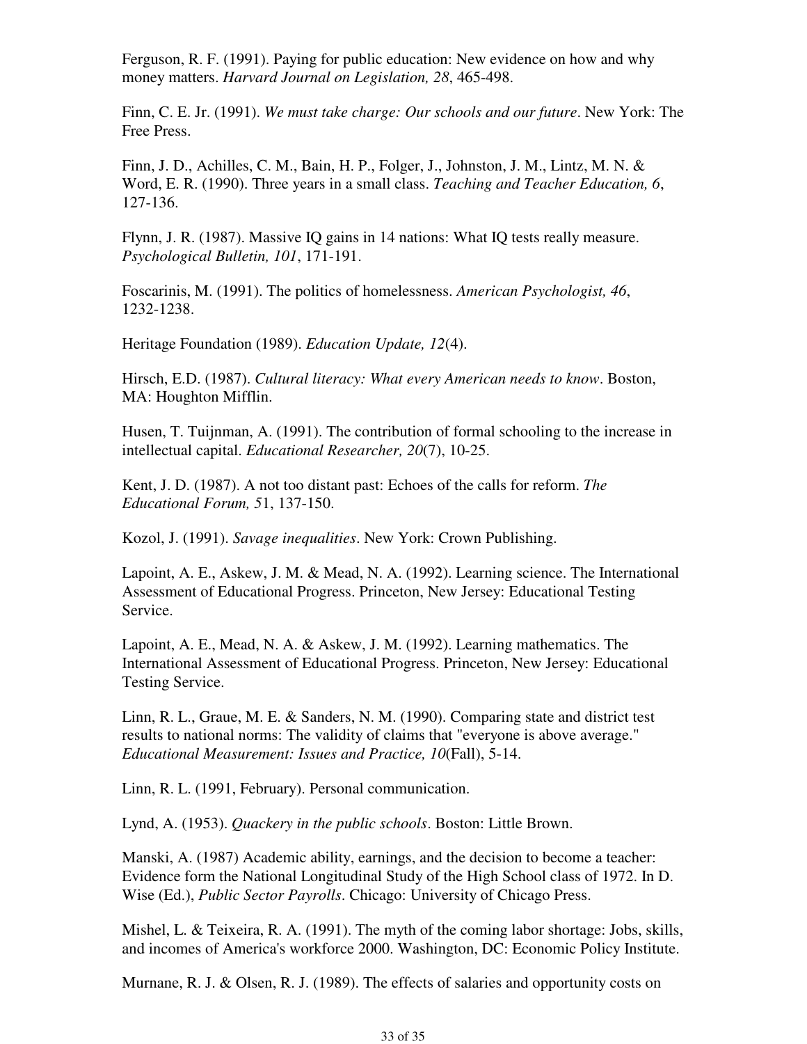Ferguson, R. F. (1991). Paying for public education: New evidence on how and why money matters. *Harvard Journal on Legislation, 28*, 465-498.

Finn, C. E. Jr. (1991). *We must take charge: Our schools and our future*. New York: The Free Press.

Finn, J. D., Achilles, C. M., Bain, H. P., Folger, J., Johnston, J. M., Lintz, M. N. & Word, E. R. (1990). Three years in a small class. *Teaching and Teacher Education, 6*, 127-136.

Flynn, J. R. (1987). Massive IQ gains in 14 nations: What IQ tests really measure. *Psychological Bulletin, 101*, 171-191.

Foscarinis, M. (1991). The politics of homelessness. *American Psychologist, 46*, 1232-1238.

Heritage Foundation (1989). *Education Update, 12*(4).

Hirsch, E.D. (1987). *Cultural literacy: What every American needs to know*. Boston, MA: Houghton Mifflin.

Husen, T. Tuijnman, A. (1991). The contribution of formal schooling to the increase in intellectual capital. *Educational Researcher, 20*(7), 10-25.

Kent, J. D. (1987). A not too distant past: Echoes of the calls for reform. *The Educational Forum, 5*1, 137-150.

Kozol, J. (1991). *Savage inequalities*. New York: Crown Publishing.

Lapoint, A. E., Askew, J. M. & Mead, N. A. (1992). Learning science. The International Assessment of Educational Progress. Princeton, New Jersey: Educational Testing Service.

Lapoint, A. E., Mead, N. A. & Askew, J. M. (1992). Learning mathematics. The International Assessment of Educational Progress. Princeton, New Jersey: Educational Testing Service.

Linn, R. L., Graue, M. E. & Sanders, N. M. (1990). Comparing state and district test results to national norms: The validity of claims that "everyone is above average." *Educational Measurement: Issues and Practice, 10*(Fall), 5-14.

Linn, R. L. (1991, February). Personal communication.

Lynd, A. (1953). *Quackery in the public schools*. Boston: Little Brown.

Manski, A. (1987) Academic ability, earnings, and the decision to become a teacher: Evidence form the National Longitudinal Study of the High School class of 1972. In D. Wise (Ed.), *Public Sector Payrolls*. Chicago: University of Chicago Press.

Mishel, L. & Teixeira, R. A. (1991). The myth of the coming labor shortage: Jobs, skills, and incomes of America's workforce 2000. Washington, DC: Economic Policy Institute.

Murnane, R. J. & Olsen, R. J. (1989). The effects of salaries and opportunity costs on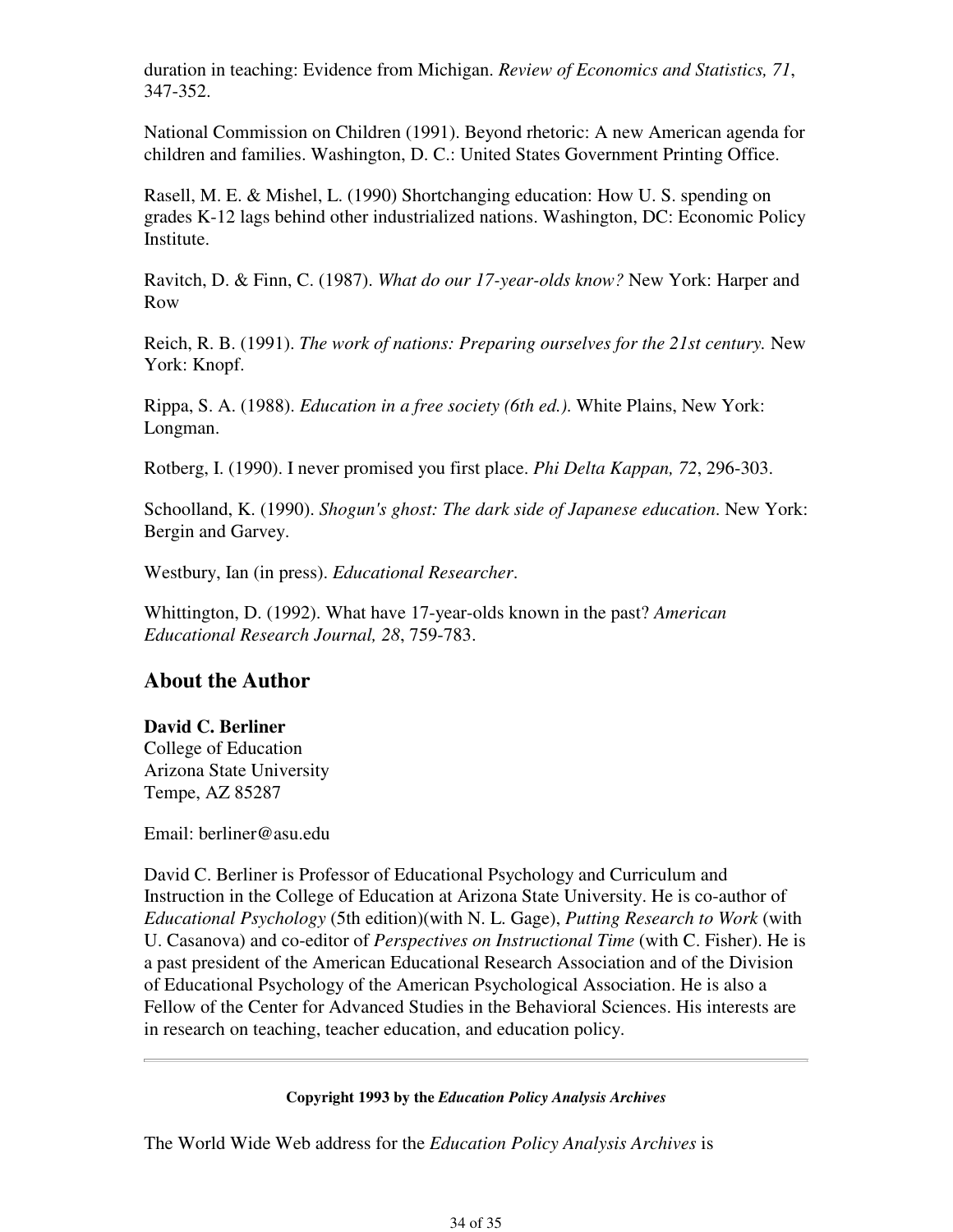duration in teaching: Evidence from Michigan. *Review of Economics and Statistics, 71*, 347-352.

National Commission on Children (1991). Beyond rhetoric: A new American agenda for children and families. Washington, D. C.: United States Government Printing Office.

Rasell, M. E. & Mishel, L. (1990) Shortchanging education: How U. S. spending on grades K-12 lags behind other industrialized nations. Washington, DC: Economic Policy Institute.

Ravitch, D. & Finn, C. (1987). *What do our 17-year-olds know?* New York: Harper and Row

Reich, R. B. (1991). *The work of nations: Preparing ourselves for the 21st century.* New York: Knopf.

Rippa, S. A. (1988). *Education in a free society (6th ed.).* White Plains, New York: Longman.

Rotberg, I. (1990). I never promised you first place. *Phi Delta Kappan, 72*, 296-303.

Schoolland, K. (1990). *Shogun's ghost: The dark side of Japanese education*. New York: Bergin and Garvey.

Westbury, Ian (in press). *Educational Researcher*.

Whittington, D. (1992). What have 17-year-olds known in the past? *American Educational Research Journal, 28*, 759-783.

## About the Author

**David C. Berliner**
College of Education
Arizona State University
Tempe, AZ 85287

Email: berliner@asu.edu

David C. Berliner is Professor of Educational Psychology and Curriculum and Instruction in the College of Education at Arizona State University. He is co-author of *Educational Psychology* (5th edition)(with N. L. Gage), *Putting Research to Work* (with U. Casanova) and co-editor of *Perspectives on Instructional Time* (with C. Fisher). He is a past president of the American Educational Research Association and of the Division of Educational Psychology of the American Psychological Association. He is also a Fellow of the Center for Advanced Studies in the Behavioral Sciences. His interests are in research on teaching, teacher education, and education policy.

---

**Copyright 1993 by the *Education Policy Analysis Archives***

The World Wide Web address for the *Education Policy Analysis Archives* is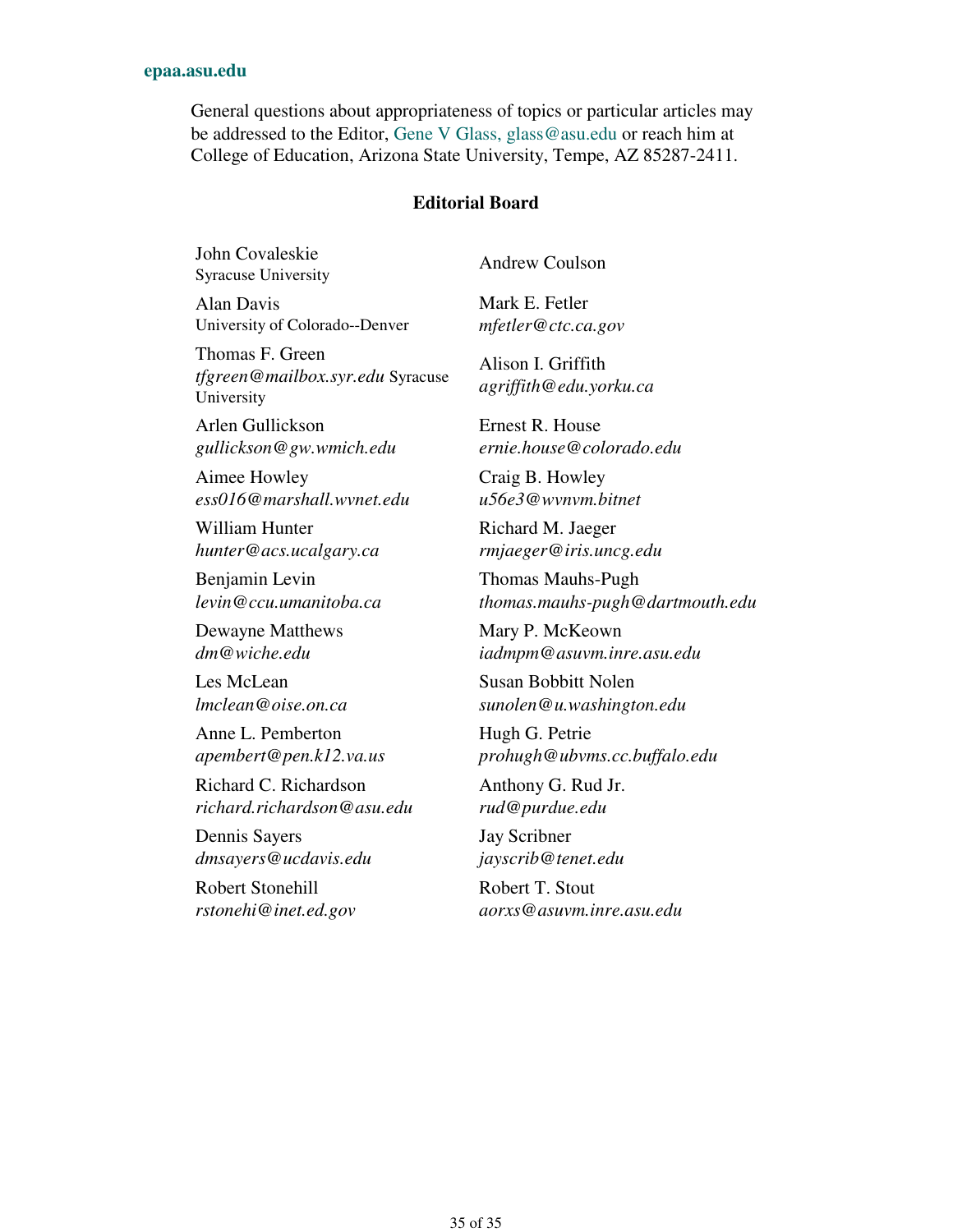epaa.asu.edu

General questions about appropriateness of topics or particular articles may be addressed to the Editor, Gene V Glass, glass@asu.edu or reach him at College of Education, Arizona State University, Tempe, AZ 85287-2411.

**Editorial Board**

John Covaleskie
Syracuse University

Andrew Coulson

Alan Davis
University of Colorado--Denver

Mark E. Fetler
*mfetler@ctc.ca.gov*

Thomas F. Green
*tfgreen@mailbox.syr.edu* Syracuse University

Alison I. Griffith
*agriffith@edu.yorku.ca*

Arlen Gullickson
*gullickson@gw.wmich.edu*

Ernest R. House
*ernie.house@colorado.edu*

Aimee Howley
*ess016@marshall.wvnet.edu*

Craig B. Howley
*u56e3@wvnvm.bitnet*

William Hunter
*hunter@acs.ucalgary.ca*

Richard M. Jaeger
*rmjaeger@iris.uncg.edu*

Benjamin Levin
*levin@ccu.umanitoba.ca*

Thomas Mauhs-Pugh
*thomas.mauhs-pugh@dartmouth.edu*

Dewayne Matthews
*dm@wiche.edu*

Mary P. McKeown
*iadmpm@asuvm.inre.asu.edu*

Les McLean
*lmclean@oise.on.ca*

Susan Bobbitt Nolen
*sunolen@u.washington.edu*

Anne L. Pemberton
*apembert@pen.k12.va.us*

Hugh G. Petrie
*prohugh@ubvms.cc.buffalo.edu*

Richard C. Richardson
*richard.richardson@asu.edu*

Anthony G. Rud Jr.
*rud@purdue.edu*

Dennis Sayers
*dmsayers@ucdavis.edu*

Jay Scribner
*jayscrib@tenet.edu*

Robert Stonehill
*rstonehi@inet.ed.gov*

Robert T. Stout
*aorxs@asuvm.inre.asu.edu*